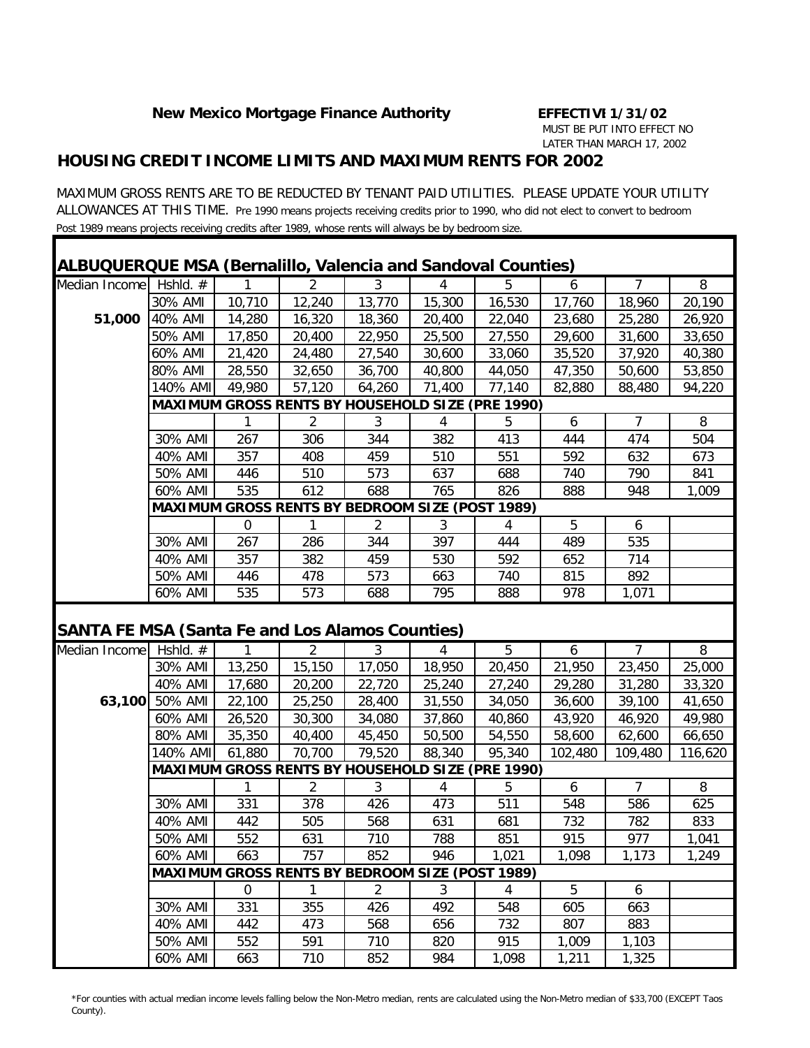**New Mexico Mortgage Finance Authority**

**EFFECTIVI 1/31/02**
MUST BE PUT INTO EFFECT NO LATER THAN MARCH 17, 2002

## HOUSING CREDIT INCOME LIMITS AND MAXIMUM RENTS FOR 2002

MAXIMUM GROSS RENTS ARE TO BE REDUCTED BY TENANT PAID UTILITIES. PLEASE UPDATE YOUR UTILITY ALLOWANCES AT THIS TIME. Pre 1990 means projects receiving credits prior to 1990, who did not elect to convert to bedroom Post 1989 means projects receiving credits after 1989, whose rents will always be by bedroom size.

### ALBUQUERQUE MSA (Bernalillo, Valencia and Sandoval Counties)

| Median Income | Hshld. # | 1 | 2 | 3 | 4 | 5 | 6 | 7 | 8 |
|---|---|---|---|---|---|---|---|---|---|
| | 30% AMI | 10,710 | 12,240 | 13,770 | 15,300 | 16,530 | 17,760 | 18,960 | 20,190 |
| **51,000** | 40% AMI | 14,280 | 16,320 | 18,360 | 20,400 | 22,040 | 23,680 | 25,280 | 26,920 |
| | 50% AMI | 17,850 | 20,400 | 22,950 | 25,500 | 27,550 | 29,600 | 31,600 | 33,650 |
| | 60% AMI | 21,420 | 24,480 | 27,540 | 30,600 | 33,060 | 35,520 | 37,920 | 40,380 |
| | 80% AMI | 28,550 | 32,650 | 36,700 | 40,800 | 44,050 | 47,350 | 50,600 | 53,850 |
| | 140% AMI | 49,980 | 57,120 | 64,260 | 71,400 | 77,140 | 82,880 | 88,480 | 94,220 |
| | **MAXIMUM GROSS RENTS BY HOUSEHOLD SIZE (PRE 1990)** | | | | | | | | |
| | | 1 | 2 | 3 | 4 | 5 | 6 | 7 | 8 |
| | 30% AMI | 267 | 306 | 344 | 382 | 413 | 444 | 474 | 504 |
| | 40% AMI | 357 | 408 | 459 | 510 | 551 | 592 | 632 | 673 |
| | 50% AMI | 446 | 510 | 573 | 637 | 688 | 740 | 790 | 841 |
| | 60% AMI | 535 | 612 | 688 | 765 | 826 | 888 | 948 | 1,009 |
| | **MAXIMUM GROSS RENTS BY BEDROOM SIZE (POST 1989)** | | | | | | | | |
| | | 0 | 1 | 2 | 3 | 4 | 5 | 6 | |
| | 30% AMI | 267 | 286 | 344 | 397 | 444 | 489 | 535 | |
| | 40% AMI | 357 | 382 | 459 | 530 | 592 | 652 | 714 | |
| | 50% AMI | 446 | 478 | 573 | 663 | 740 | 815 | 892 | |
| | 60% AMI | 535 | 573 | 688 | 795 | 888 | 978 | 1,071 | |

### SANTA FE MSA (Santa Fe and Los Alamos Counties)

| Median Income | Hshld. # | 1 | 2 | 3 | 4 | 5 | 6 | 7 | 8 |
|---|---|---|---|---|---|---|---|---|---|
| | 30% AMI | 13,250 | 15,150 | 17,050 | 18,950 | 20,450 | 21,950 | 23,450 | 25,000 |
| | 40% AMI | 17,680 | 20,200 | 22,720 | 25,240 | 27,240 | 29,280 | 31,280 | 33,320 |
| **63,100** | 50% AMI | 22,100 | 25,250 | 28,400 | 31,550 | 34,050 | 36,600 | 39,100 | 41,650 |
| | 60% AMI | 26,520 | 30,300 | 34,080 | 37,860 | 40,860 | 43,920 | 46,920 | 49,980 |
| | 80% AMI | 35,350 | 40,400 | 45,450 | 50,500 | 54,550 | 58,600 | 62,600 | 66,650 |
| | 140% AMI | 61,880 | 70,700 | 79,520 | 88,340 | 95,340 | 102,480 | 109,480 | 116,620 |
| | **MAXIMUM GROSS RENTS BY HOUSEHOLD SIZE (PRE 1990)** | | | | | | | | |
| | | 1 | 2 | 3 | 4 | 5 | 6 | 7 | 8 |
| | 30% AMI | 331 | 378 | 426 | 473 | 511 | 548 | 586 | 625 |
| | 40% AMI | 442 | 505 | 568 | 631 | 681 | 732 | 782 | 833 |
| | 50% AMI | 552 | 631 | 710 | 788 | 851 | 915 | 977 | 1,041 |
| | 60% AMI | 663 | 757 | 852 | 946 | 1,021 | 1,098 | 1,173 | 1,249 |
| | **MAXIMUM GROSS RENTS BY BEDROOM SIZE (POST 1989)** | | | | | | | | |
| | | 0 | 1 | 2 | 3 | 4 | 5 | 6 | |
| | 30% AMI | 331 | 355 | 426 | 492 | 548 | 605 | 663 | |
| | 40% AMI | 442 | 473 | 568 | 656 | 732 | 807 | 883 | |
| | 50% AMI | 552 | 591 | 710 | 820 | 915 | 1,009 | 1,103 | |
| | 60% AMI | 663 | 710 | 852 | 984 | 1,098 | 1,211 | 1,325 | |

*For counties with actual median income levels falling below the Non-Metro median, rents are calculated using the Non-Metro median of $33,700 (EXCEPT Taos County).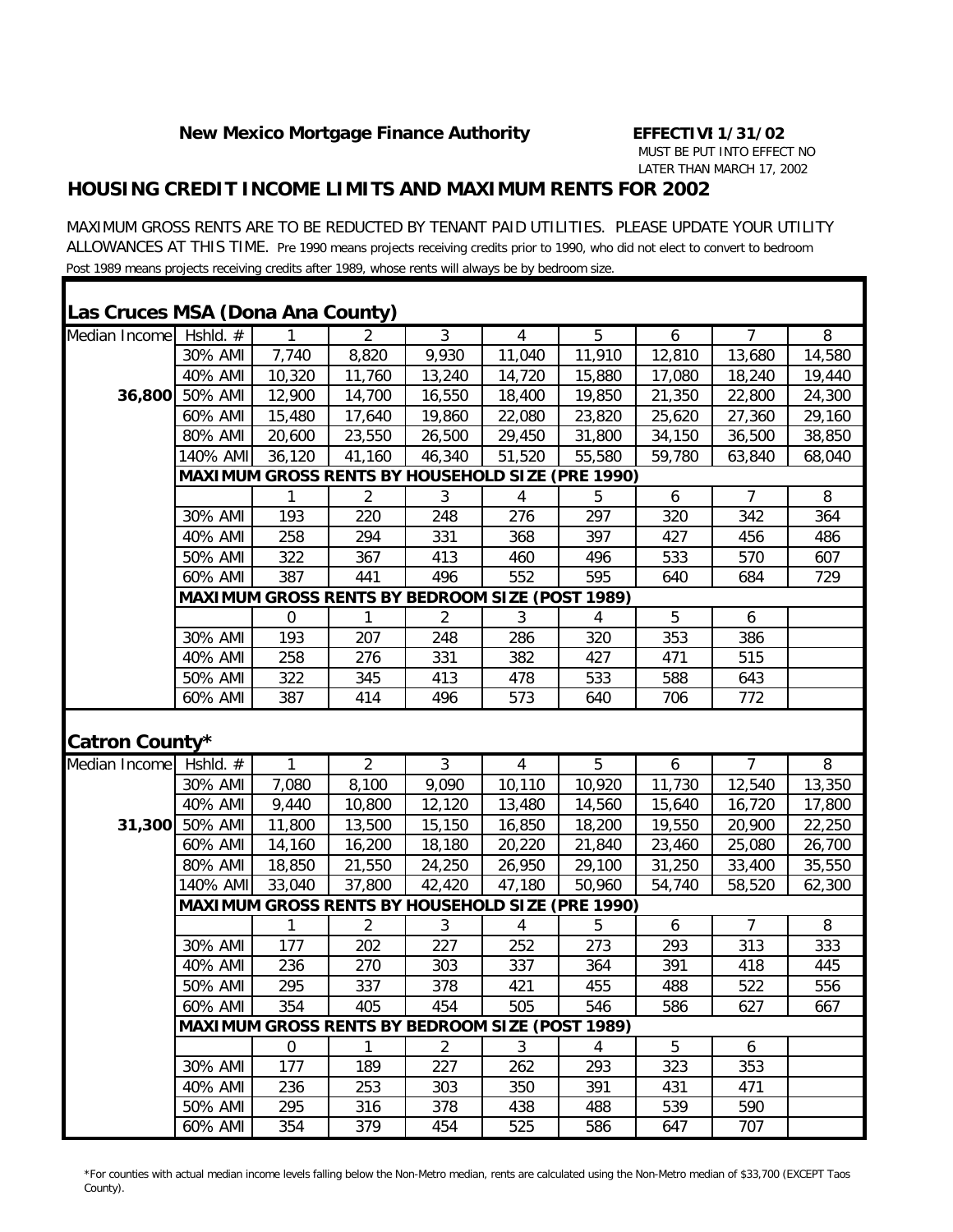**New Mexico Mortgage Finance Authority** **EFFECTIVI 1/31/02**

MUST BE PUT INTO EFFECT NO LATER THAN MARCH 17, 2002

## HOUSING CREDIT INCOME LIMITS AND MAXIMUM RENTS FOR 2002

MAXIMUM GROSS RENTS ARE TO BE REDUCTED BY TENANT PAID UTILITIES. PLEASE UPDATE YOUR UTILITY ALLOWANCES AT THIS TIME. Pre 1990 means projects receiving credits prior to 1990, who did not elect to convert to bedroom Post 1989 means projects receiving credits after 1989, whose rents will always be by bedroom size.

### Las Cruces MSA (Dona Ana County)

| Median Income | Hshld. # | 1 | 2 | 3 | 4 | 5 | 6 | 7 | 8 |
|---|---|---|---|---|---|---|---|---|---|
| | 30% AMI | 7,740 | 8,820 | 9,930 | 11,040 | 11,910 | 12,810 | 13,680 | 14,580 |
| | 40% AMI | 10,320 | 11,760 | 13,240 | 14,720 | 15,880 | 17,080 | 18,240 | 19,440 |
| 36,800 | 50% AMI | 12,900 | 14,700 | 16,550 | 18,400 | 19,850 | 21,350 | 22,800 | 24,300 |
| | 60% AMI | 15,480 | 17,640 | 19,860 | 22,080 | 23,820 | 25,620 | 27,360 | 29,160 |
| | 80% AMI | 20,600 | 23,550 | 26,500 | 29,450 | 31,800 | 34,150 | 36,500 | 38,850 |
| | 140% AMI | 36,120 | 41,160 | 46,340 | 51,520 | 55,580 | 59,780 | 63,840 | 68,040 |
| | **MAXIMUM GROSS RENTS BY HOUSEHOLD SIZE (PRE 1990)** | | | | | | | | |
| | | 1 | 2 | 3 | 4 | 5 | 6 | 7 | 8 |
| | 30% AMI | 193 | 220 | 248 | 276 | 297 | 320 | 342 | 364 |
| | 40% AMI | 258 | 294 | 331 | 368 | 397 | 427 | 456 | 486 |
| | 50% AMI | 322 | 367 | 413 | 460 | 496 | 533 | 570 | 607 |
| | 60% AMI | 387 | 441 | 496 | 552 | 595 | 640 | 684 | 729 |
| | **MAXIMUM GROSS RENTS BY BEDROOM SIZE (POST 1989)** | | | | | | | | |
| | | 0 | 1 | 2 | 3 | 4 | 5 | 6 | |
| | 30% AMI | 193 | 207 | 248 | 286 | 320 | 353 | 386 | |
| | 40% AMI | 258 | 276 | 331 | 382 | 427 | 471 | 515 | |
| | 50% AMI | 322 | 345 | 413 | 478 | 533 | 588 | 643 | |
| | 60% AMI | 387 | 414 | 496 | 573 | 640 | 706 | 772 | |

### Catron County*

| Median Income | Hshld. # | 1 | 2 | 3 | 4 | 5 | 6 | 7 | 8 |
|---|---|---|---|---|---|---|---|---|---|
| | 30% AMI | 7,080 | 8,100 | 9,090 | 10,110 | 10,920 | 11,730 | 12,540 | 13,350 |
| | 40% AMI | 9,440 | 10,800 | 12,120 | 13,480 | 14,560 | 15,640 | 16,720 | 17,800 |
| 31,300 | 50% AMI | 11,800 | 13,500 | 15,150 | 16,850 | 18,200 | 19,550 | 20,900 | 22,250 |
| | 60% AMI | 14,160 | 16,200 | 18,180 | 20,220 | 21,840 | 23,460 | 25,080 | 26,700 |
| | 80% AMI | 18,850 | 21,550 | 24,250 | 26,950 | 29,100 | 31,250 | 33,400 | 35,550 |
| | 140% AMI | 33,040 | 37,800 | 42,420 | 47,180 | 50,960 | 54,740 | 58,520 | 62,300 |
| | **MAXIMUM GROSS RENTS BY HOUSEHOLD SIZE (PRE 1990)** | | | | | | | | |
| | | 1 | 2 | 3 | 4 | 5 | 6 | 7 | 8 |
| | 30% AMI | 177 | 202 | 227 | 252 | 273 | 293 | 313 | 333 |
| | 40% AMI | 236 | 270 | 303 | 337 | 364 | 391 | 418 | 445 |
| | 50% AMI | 295 | 337 | 378 | 421 | 455 | 488 | 522 | 556 |
| | 60% AMI | 354 | 405 | 454 | 505 | 546 | 586 | 627 | 667 |
| | **MAXIMUM GROSS RENTS BY BEDROOM SIZE (POST 1989)** | | | | | | | | |
| | | 0 | 1 | 2 | 3 | 4 | 5 | 6 | |
| | 30% AMI | 177 | 189 | 227 | 262 | 293 | 323 | 353 | |
| | 40% AMI | 236 | 253 | 303 | 350 | 391 | 431 | 471 | |
| | 50% AMI | 295 | 316 | 378 | 438 | 488 | 539 | 590 | |
| | 60% AMI | 354 | 379 | 454 | 525 | 586 | 647 | 707 | |

*For counties with actual median income levels falling below the Non-Metro median, rents are calculated using the Non-Metro median of $33,700 (EXCEPT Taos County).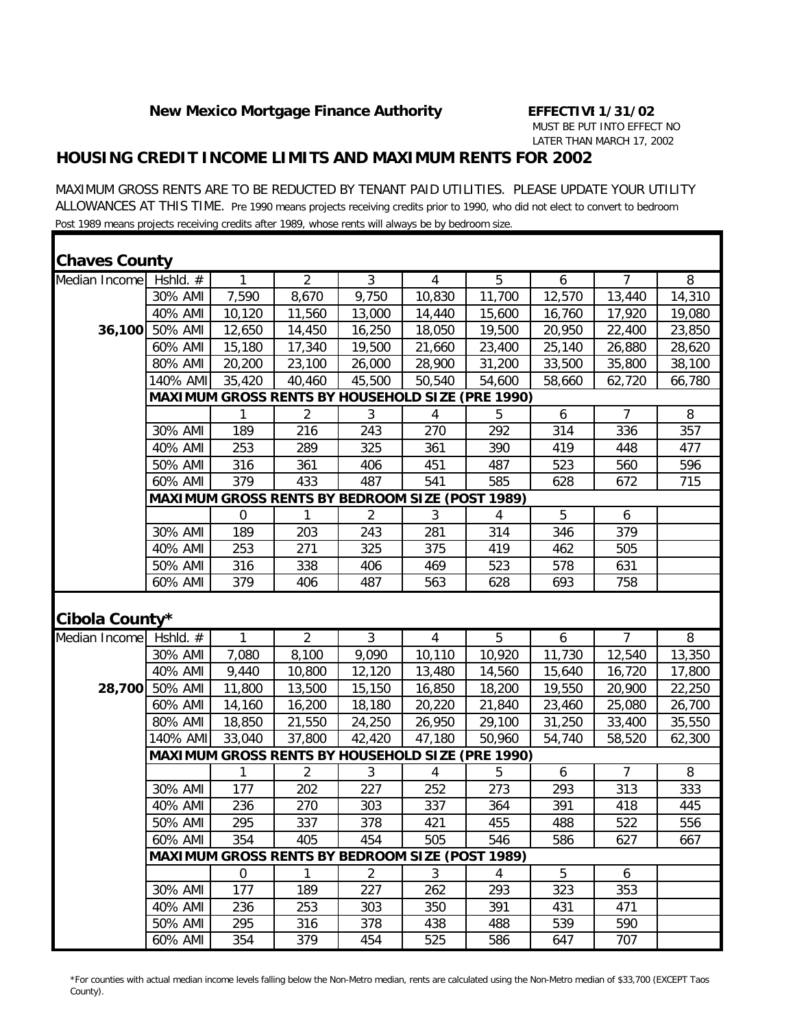**New Mexico Mortgage Finance Authority** **EFFECTIVE 1/31/02**

MUST BE PUT INTO EFFECT NO LATER THAN MARCH 17, 2002

## HOUSING CREDIT INCOME LIMITS AND MAXIMUM RENTS FOR 2002

MAXIMUM GROSS RENTS ARE TO BE REDUCTED BY TENANT PAID UTILITIES. PLEASE UPDATE YOUR UTILITY ALLOWANCES AT THIS TIME. Pre 1990 means projects receiving credits prior to 1990, who did not elect to convert to bedroom Post 1989 means projects receiving credits after 1989, whose rents will always be by bedroom size.

### Chaves County

| Median Income | Hshld. # | 1 | 2 | 3 | 4 | 5 | 6 | 7 | 8 |
|---|---|---|---|---|---|---|---|---|---|
| | 30% AMI | 7,590 | 8,670 | 9,750 | 10,830 | 11,700 | 12,570 | 13,440 | 14,310 |
| | 40% AMI | 10,120 | 11,560 | 13,000 | 14,440 | 15,600 | 16,760 | 17,920 | 19,080 |
| **36,100** | 50% AMI | 12,650 | 14,450 | 16,250 | 18,050 | 19,500 | 20,950 | 22,400 | 23,850 |
| | 60% AMI | 15,180 | 17,340 | 19,500 | 21,660 | 23,400 | 25,140 | 26,880 | 28,620 |
| | 80% AMI | 20,200 | 23,100 | 26,000 | 28,900 | 31,200 | 33,500 | 35,800 | 38,100 |
| | 140% AMI | 35,420 | 40,460 | 45,500 | 50,540 | 54,600 | 58,660 | 62,720 | 66,780 |
| | **MAXIMUM GROSS RENTS BY HOUSEHOLD SIZE (PRE 1990)** | | | | | | | | |
| | | 1 | 2 | 3 | 4 | 5 | 6 | 7 | 8 |
| | 30% AMI | 189 | 216 | 243 | 270 | 292 | 314 | 336 | 357 |
| | 40% AMI | 253 | 289 | 325 | 361 | 390 | 419 | 448 | 477 |
| | 50% AMI | 316 | 361 | 406 | 451 | 487 | 523 | 560 | 596 |
| | 60% AMI | 379 | 433 | 487 | 541 | 585 | 628 | 672 | 715 |
| | **MAXIMUM GROSS RENTS BY BEDROOM SIZE (POST 1989)** | | | | | | | | |
| | | 0 | 1 | 2 | 3 | 4 | 5 | 6 | |
| | 30% AMI | 189 | 203 | 243 | 281 | 314 | 346 | 379 | |
| | 40% AMI | 253 | 271 | 325 | 375 | 419 | 462 | 505 | |
| | 50% AMI | 316 | 338 | 406 | 469 | 523 | 578 | 631 | |
| | 60% AMI | 379 | 406 | 487 | 563 | 628 | 693 | 758 | |

### Cibola County*

| Median Income | Hshld. # | 1 | 2 | 3 | 4 | 5 | 6 | 7 | 8 |
|---|---|---|---|---|---|---|---|---|---|
| | 30% AMI | 7,080 | 8,100 | 9,090 | 10,110 | 10,920 | 11,730 | 12,540 | 13,350 |
| | 40% AMI | 9,440 | 10,800 | 12,120 | 13,480 | 14,560 | 15,640 | 16,720 | 17,800 |
| **28,700** | 50% AMI | 11,800 | 13,500 | 15,150 | 16,850 | 18,200 | 19,550 | 20,900 | 22,250 |
| | 60% AMI | 14,160 | 16,200 | 18,180 | 20,220 | 21,840 | 23,460 | 25,080 | 26,700 |
| | 80% AMI | 18,850 | 21,550 | 24,250 | 26,950 | 29,100 | 31,250 | 33,400 | 35,550 |
| | 140% AMI | 33,040 | 37,800 | 42,420 | 47,180 | 50,960 | 54,740 | 58,520 | 62,300 |
| | **MAXIMUM GROSS RENTS BY HOUSEHOLD SIZE (PRE 1990)** | | | | | | | | |
| | | 1 | 2 | 3 | 4 | 5 | 6 | 7 | 8 |
| | 30% AMI | 177 | 202 | 227 | 252 | 273 | 293 | 313 | 333 |
| | 40% AMI | 236 | 270 | 303 | 337 | 364 | 391 | 418 | 445 |
| | 50% AMI | 295 | 337 | 378 | 421 | 455 | 488 | 522 | 556 |
| | 60% AMI | 354 | 405 | 454 | 505 | 546 | 586 | 627 | 667 |
| | **MAXIMUM GROSS RENTS BY BEDROOM SIZE (POST 1989)** | | | | | | | | |
| | | 0 | 1 | 2 | 3 | 4 | 5 | 6 | |
| | 30% AMI | 177 | 189 | 227 | 262 | 293 | 323 | 353 | |
| | 40% AMI | 236 | 253 | 303 | 350 | 391 | 431 | 471 | |
| | 50% AMI | 295 | 316 | 378 | 438 | 488 | 539 | 590 | |
| | 60% AMI | 354 | 379 | 454 | 525 | 586 | 647 | 707 | |

*For counties with actual median income levels falling below the Non-Metro median, rents are calculated using the Non-Metro median of $33,700 (EXCEPT Taos County).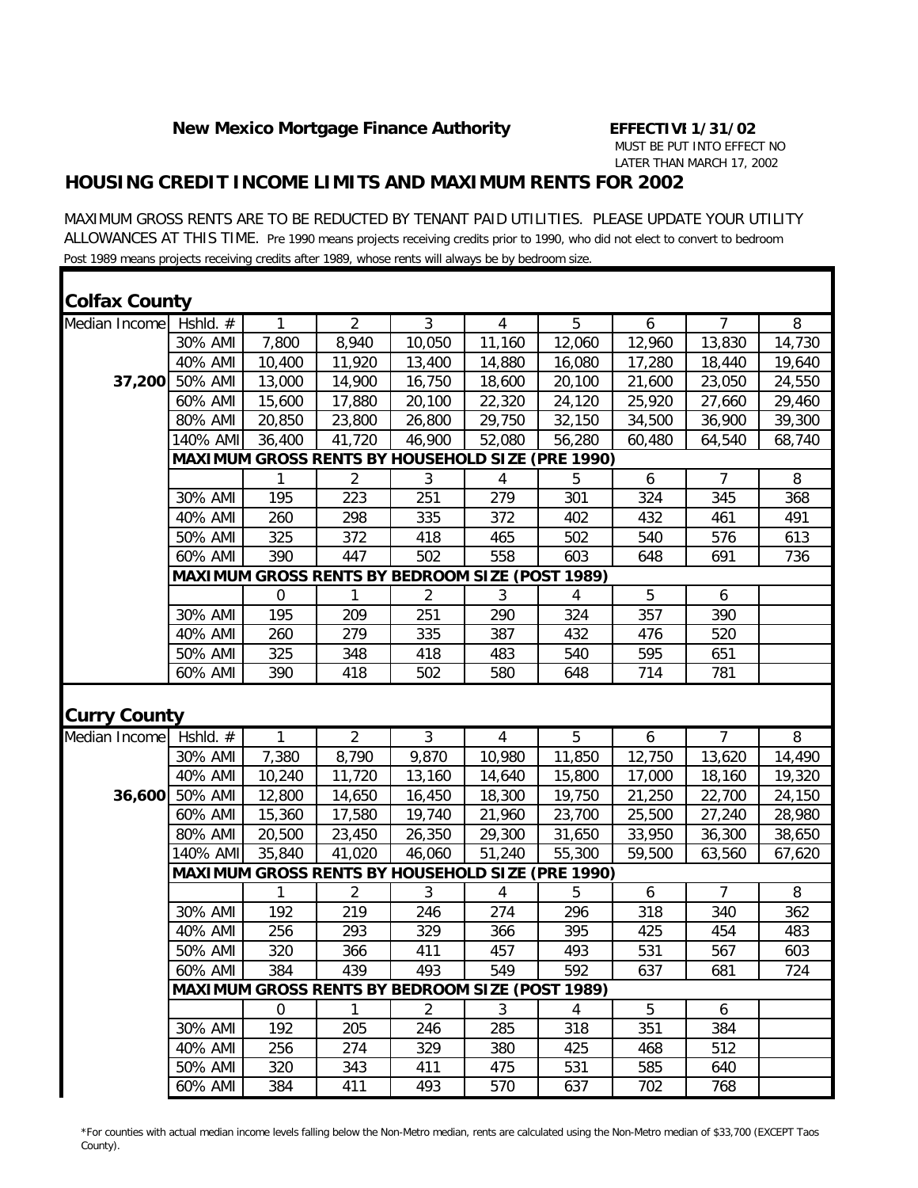**New Mexico Mortgage Finance Authority** **EFFECTIVE 1/31/02**

MUST BE PUT INTO EFFECT NO LATER THAN MARCH 17, 2002

## HOUSING CREDIT INCOME LIMITS AND MAXIMUM RENTS FOR 2002

MAXIMUM GROSS RENTS ARE TO BE REDUCTED BY TENANT PAID UTILITIES. PLEASE UPDATE YOUR UTILITY ALLOWANCES AT THIS TIME. Pre 1990 means projects receiving credits prior to 1990, who did not elect to convert to bedroom Post 1989 means projects receiving credits after 1989, whose rents will always be by bedroom size.

### Colfax County

| Median Income | Hshld. # | 1 | 2 | 3 | 4 | 5 | 6 | 7 | 8 |
|---|---|---|---|---|---|---|---|---|---|
| | 30% AMI | 7,800 | 8,940 | 10,050 | 11,160 | 12,060 | 12,960 | 13,830 | 14,730 |
| | 40% AMI | 10,400 | 11,920 | 13,400 | 14,880 | 16,080 | 17,280 | 18,440 | 19,640 |
| 37,200 | 50% AMI | 13,000 | 14,900 | 16,750 | 18,600 | 20,100 | 21,600 | 23,050 | 24,550 |
| | 60% AMI | 15,600 | 17,880 | 20,100 | 22,320 | 24,120 | 25,920 | 27,660 | 29,460 |
| | 80% AMI | 20,850 | 23,800 | 26,800 | 29,750 | 32,150 | 34,500 | 36,900 | 39,300 |
| | 140% AMI | 36,400 | 41,720 | 46,900 | 52,080 | 56,280 | 60,480 | 64,540 | 68,740 |
| | **MAXIMUM GROSS RENTS BY HOUSEHOLD SIZE (PRE 1990)** | | | | | | | | |
| | | 1 | 2 | 3 | 4 | 5 | 6 | 7 | 8 |
| | 30% AMI | 195 | 223 | 251 | 279 | 301 | 324 | 345 | 368 |
| | 40% AMI | 260 | 298 | 335 | 372 | 402 | 432 | 461 | 491 |
| | 50% AMI | 325 | 372 | 418 | 465 | 502 | 540 | 576 | 613 |
| | 60% AMI | 390 | 447 | 502 | 558 | 603 | 648 | 691 | 736 |
| | **MAXIMUM GROSS RENTS BY BEDROOM SIZE (POST 1989)** | | | | | | | | |
| | | 0 | 1 | 2 | 3 | 4 | 5 | 6 | |
| | 30% AMI | 195 | 209 | 251 | 290 | 324 | 357 | 390 | |
| | 40% AMI | 260 | 279 | 335 | 387 | 432 | 476 | 520 | |
| | 50% AMI | 325 | 348 | 418 | 483 | 540 | 595 | 651 | |
| | 60% AMI | 390 | 418 | 502 | 580 | 648 | 714 | 781 | |

### Curry County

| Median Income | Hshld. # | 1 | 2 | 3 | 4 | 5 | 6 | 7 | 8 |
|---|---|---|---|---|---|---|---|---|---|
| | 30% AMI | 7,380 | 8,790 | 9,870 | 10,980 | 11,850 | 12,750 | 13,620 | 14,490 |
| | 40% AMI | 10,240 | 11,720 | 13,160 | 14,640 | 15,800 | 17,000 | 18,160 | 19,320 |
| 36,600 | 50% AMI | 12,800 | 14,650 | 16,450 | 18,300 | 19,750 | 21,250 | 22,700 | 24,150 |
| | 60% AMI | 15,360 | 17,580 | 19,740 | 21,960 | 23,700 | 25,500 | 27,240 | 28,980 |
| | 80% AMI | 20,500 | 23,450 | 26,350 | 29,300 | 31,650 | 33,950 | 36,300 | 38,650 |
| | 140% AMI | 35,840 | 41,020 | 46,060 | 51,240 | 55,300 | 59,500 | 63,560 | 67,620 |
| | **MAXIMUM GROSS RENTS BY HOUSEHOLD SIZE (PRE 1990)** | | | | | | | | |
| | | 1 | 2 | 3 | 4 | 5 | 6 | 7 | 8 |
| | 30% AMI | 192 | 219 | 246 | 274 | 296 | 318 | 340 | 362 |
| | 40% AMI | 256 | 293 | 329 | 366 | 395 | 425 | 454 | 483 |
| | 50% AMI | 320 | 366 | 411 | 457 | 493 | 531 | 567 | 603 |
| | 60% AMI | 384 | 439 | 493 | 549 | 592 | 637 | 681 | 724 |
| | **MAXIMUM GROSS RENTS BY BEDROOM SIZE (POST 1989)** | | | | | | | | |
| | | 0 | 1 | 2 | 3 | 4 | 5 | 6 | |
| | 30% AMI | 192 | 205 | 246 | 285 | 318 | 351 | 384 | |
| | 40% AMI | 256 | 274 | 329 | 380 | 425 | 468 | 512 | |
| | 50% AMI | 320 | 343 | 411 | 475 | 531 | 585 | 640 | |
| | 60% AMI | 384 | 411 | 493 | 570 | 637 | 702 | 768 | |

*For counties with actual median income levels falling below the Non-Metro median, rents are calculated using the Non-Metro median of $33,700 (EXCEPT Taos County).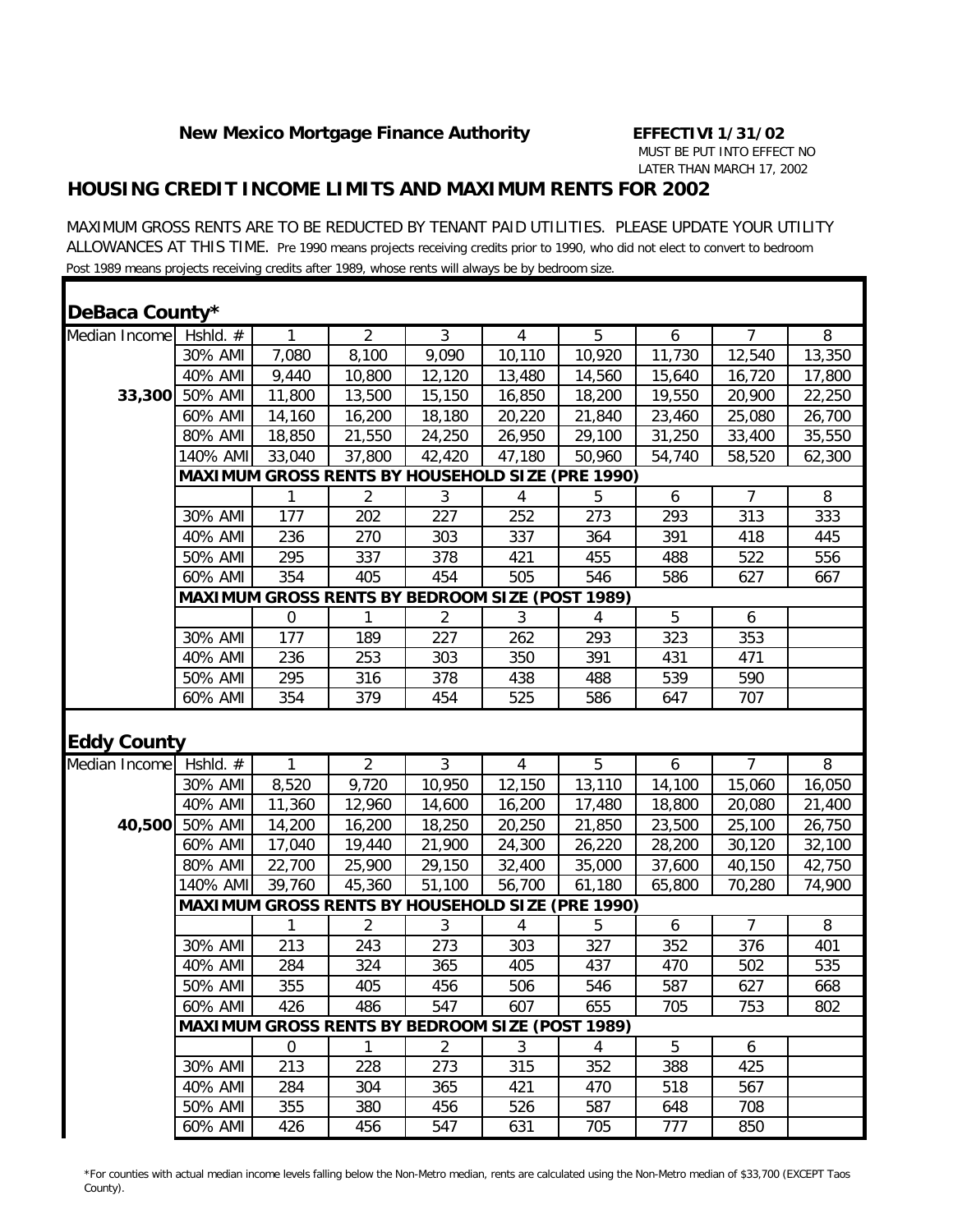**New Mexico Mortgage Finance Authority**

**EFFECTIVI 1/31/02**
MUST BE PUT INTO EFFECT NO LATER THAN MARCH 17, 2002

## HOUSING CREDIT INCOME LIMITS AND MAXIMUM RENTS FOR 2002

MAXIMUM GROSS RENTS ARE TO BE REDUCTED BY TENANT PAID UTILITIES. PLEASE UPDATE YOUR UTILITY ALLOWANCES AT THIS TIME. Pre 1990 means projects receiving credits prior to 1990, who did not elect to convert to bedroom Post 1989 means projects receiving credits after 1989, whose rents will always be by bedroom size.

### DeBaca County*

| Median Income | Hshld. # | 1 | 2 | 3 | 4 | 5 | 6 | 7 | 8 |
|---|---|---|---|---|---|---|---|---|---|
| | 30% AMI | 7,080 | 8,100 | 9,090 | 10,110 | 10,920 | 11,730 | 12,540 | 13,350 |
| | 40% AMI | 9,440 | 10,800 | 12,120 | 13,480 | 14,560 | 15,640 | 16,720 | 17,800 |
| 33,300 | 50% AMI | 11,800 | 13,500 | 15,150 | 16,850 | 18,200 | 19,550 | 20,900 | 22,250 |
| | 60% AMI | 14,160 | 16,200 | 18,180 | 20,220 | 21,840 | 23,460 | 25,080 | 26,700 |
| | 80% AMI | 18,850 | 21,550 | 24,250 | 26,950 | 29,100 | 31,250 | 33,400 | 35,550 |
| | 140% AMI | 33,040 | 37,800 | 42,420 | 47,180 | 50,960 | 54,740 | 58,520 | 62,300 |
| | **MAXIMUM GROSS RENTS BY HOUSEHOLD SIZE (PRE 1990)** | | | | | | | | |
| | | 1 | 2 | 3 | 4 | 5 | 6 | 7 | 8 |
| | 30% AMI | 177 | 202 | 227 | 252 | 273 | 293 | 313 | 333 |
| | 40% AMI | 236 | 270 | 303 | 337 | 364 | 391 | 418 | 445 |
| | 50% AMI | 295 | 337 | 378 | 421 | 455 | 488 | 522 | 556 |
| | 60% AMI | 354 | 405 | 454 | 505 | 546 | 586 | 627 | 667 |
| | **MAXIMUM GROSS RENTS BY BEDROOM SIZE (POST 1989)** | | | | | | | | |
| | | 0 | 1 | 2 | 3 | 4 | 5 | 6 | |
| | 30% AMI | 177 | 189 | 227 | 262 | 293 | 323 | 353 | |
| | 40% AMI | 236 | 253 | 303 | 350 | 391 | 431 | 471 | |
| | 50% AMI | 295 | 316 | 378 | 438 | 488 | 539 | 590 | |
| | 60% AMI | 354 | 379 | 454 | 525 | 586 | 647 | 707 | |

### Eddy County

| Median Income | Hshld. # | 1 | 2 | 3 | 4 | 5 | 6 | 7 | 8 |
|---|---|---|---|---|---|---|---|---|---|
| | 30% AMI | 8,520 | 9,720 | 10,950 | 12,150 | 13,110 | 14,100 | 15,060 | 16,050 |
| | 40% AMI | 11,360 | 12,960 | 14,600 | 16,200 | 17,480 | 18,800 | 20,080 | 21,400 |
| 40,500 | 50% AMI | 14,200 | 16,200 | 18,250 | 20,250 | 21,850 | 23,500 | 25,100 | 26,750 |
| | 60% AMI | 17,040 | 19,440 | 21,900 | 24,300 | 26,220 | 28,200 | 30,120 | 32,100 |
| | 80% AMI | 22,700 | 25,900 | 29,150 | 32,400 | 35,000 | 37,600 | 40,150 | 42,750 |
| | 140% AMI | 39,760 | 45,360 | 51,100 | 56,700 | 61,180 | 65,800 | 70,280 | 74,900 |
| | **MAXIMUM GROSS RENTS BY HOUSEHOLD SIZE (PRE 1990)** | | | | | | | | |
| | | 1 | 2 | 3 | 4 | 5 | 6 | 7 | 8 |
| | 30% AMI | 213 | 243 | 273 | 303 | 327 | 352 | 376 | 401 |
| | 40% AMI | 284 | 324 | 365 | 405 | 437 | 470 | 502 | 535 |
| | 50% AMI | 355 | 405 | 456 | 506 | 546 | 587 | 627 | 668 |
| | 60% AMI | 426 | 486 | 547 | 607 | 655 | 705 | 753 | 802 |
| | **MAXIMUM GROSS RENTS BY BEDROOM SIZE (POST 1989)** | | | | | | | | |
| | | 0 | 1 | 2 | 3 | 4 | 5 | 6 | |
| | 30% AMI | 213 | 228 | 273 | 315 | 352 | 388 | 425 | |
| | 40% AMI | 284 | 304 | 365 | 421 | 470 | 518 | 567 | |
| | 50% AMI | 355 | 380 | 456 | 526 | 587 | 648 | 708 | |
| | 60% AMI | 426 | 456 | 547 | 631 | 705 | 777 | 850 | |

*For counties with actual median income levels falling below the Non-Metro median, rents are calculated using the Non-Metro median of $33,700 (EXCEPT Taos County).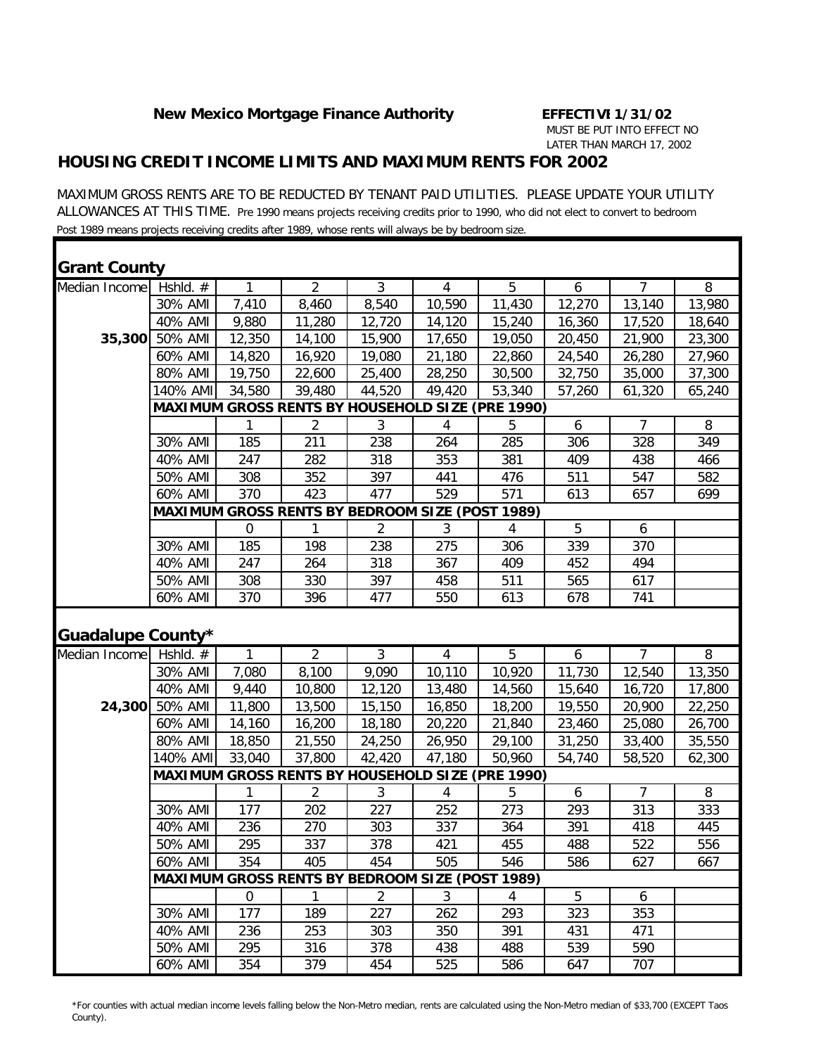**New Mexico Mortgage Finance Authority** **EFFECTIVE 1/31/02**

MUST BE PUT INTO EFFECT NO LATER THAN MARCH 17, 2002

## HOUSING CREDIT INCOME LIMITS AND MAXIMUM RENTS FOR 2002

MAXIMUM GROSS RENTS ARE TO BE REDUCTED BY TENANT PAID UTILITIES. PLEASE UPDATE YOUR UTILITY ALLOWANCES AT THIS TIME. Pre 1990 means projects receiving credits prior to 1990, who did not elect to convert to bedroom Post 1989 means projects receiving credits after 1989, whose rents will always be by bedroom size.

### Grant County

| Median Income | Hshld. # | 1 | 2 | 3 | 4 | 5 | 6 | 7 | 8 |
|---|---|---|---|---|---|---|---|---|---|
| | 30% AMI | 7,410 | 8,460 | 8,540 | 10,590 | 11,430 | 12,270 | 13,140 | 13,980 |
| | 40% AMI | 9,880 | 11,280 | 12,720 | 14,120 | 15,240 | 16,360 | 17,520 | 18,640 |
| **35,300** | 50% AMI | 12,350 | 14,100 | 15,900 | 17,650 | 19,050 | 20,450 | 21,900 | 23,300 |
| | 60% AMI | 14,820 | 16,920 | 19,080 | 21,180 | 22,860 | 24,540 | 26,280 | 27,960 |
| | 80% AMI | 19,750 | 22,600 | 25,400 | 28,250 | 30,500 | 32,750 | 35,000 | 37,300 |
| | 140% AMI | 34,580 | 39,480 | 44,520 | 49,420 | 53,340 | 57,260 | 61,320 | 65,240 |
| | **MAXIMUM GROSS RENTS BY HOUSEHOLD SIZE (PRE 1990)** | | | | | | | | |
| | | 1 | 2 | 3 | 4 | 5 | 6 | 7 | 8 |
| | 30% AMI | 185 | 211 | 238 | 264 | 285 | 306 | 328 | 349 |
| | 40% AMI | 247 | 282 | 318 | 353 | 381 | 409 | 438 | 466 |
| | 50% AMI | 308 | 352 | 397 | 441 | 476 | 511 | 547 | 582 |
| | 60% AMI | 370 | 423 | 477 | 529 | 571 | 613 | 657 | 699 |
| | **MAXIMUM GROSS RENTS BY BEDROOM SIZE (POST 1989)** | | | | | | | | |
| | | 0 | 1 | 2 | 3 | 4 | 5 | 6 | |
| | 30% AMI | 185 | 198 | 238 | 275 | 306 | 339 | 370 | |
| | 40% AMI | 247 | 264 | 318 | 367 | 409 | 452 | 494 | |
| | 50% AMI | 308 | 330 | 397 | 458 | 511 | 565 | 617 | |
| | 60% AMI | 370 | 396 | 477 | 550 | 613 | 678 | 741 | |

### Guadalupe County*

| Median Income | Hshld. # | 1 | 2 | 3 | 4 | 5 | 6 | 7 | 8 |
|---|---|---|---|---|---|---|---|---|---|
| | 30% AMI | 7,080 | 8,100 | 9,090 | 10,110 | 10,920 | 11,730 | 12,540 | 13,350 |
| | 40% AMI | 9,440 | 10,800 | 12,120 | 13,480 | 14,560 | 15,640 | 16,720 | 17,800 |
| **24,300** | 50% AMI | 11,800 | 13,500 | 15,150 | 16,850 | 18,200 | 19,550 | 20,900 | 22,250 |
| | 60% AMI | 14,160 | 16,200 | 18,180 | 20,220 | 21,840 | 23,460 | 25,080 | 26,700 |
| | 80% AMI | 18,850 | 21,550 | 24,250 | 26,950 | 29,100 | 31,250 | 33,400 | 35,550 |
| | 140% AMI | 33,040 | 37,800 | 42,420 | 47,180 | 50,960 | 54,740 | 58,520 | 62,300 |
| | **MAXIMUM GROSS RENTS BY HOUSEHOLD SIZE (PRE 1990)** | | | | | | | | |
| | | 1 | 2 | 3 | 4 | 5 | 6 | 7 | 8 |
| | 30% AMI | 177 | 202 | 227 | 252 | 273 | 293 | 313 | 333 |
| | 40% AMI | 236 | 270 | 303 | 337 | 364 | 391 | 418 | 445 |
| | 50% AMI | 295 | 337 | 378 | 421 | 455 | 488 | 522 | 556 |
| | 60% AMI | 354 | 405 | 454 | 505 | 546 | 586 | 627 | 667 |
| | **MAXIMUM GROSS RENTS BY BEDROOM SIZE (POST 1989)** | | | | | | | | |
| | | 0 | 1 | 2 | 3 | 4 | 5 | 6 | |
| | 30% AMI | 177 | 189 | 227 | 262 | 293 | 323 | 353 | |
| | 40% AMI | 236 | 253 | 303 | 350 | 391 | 431 | 471 | |
| | 50% AMI | 295 | 316 | 378 | 438 | 488 | 539 | 590 | |
| | 60% AMI | 354 | 379 | 454 | 525 | 586 | 647 | 707 | |

*For counties with actual median income levels falling below the Non-Metro median, rents are calculated using the Non-Metro median of $33,700 (EXCEPT Taos County).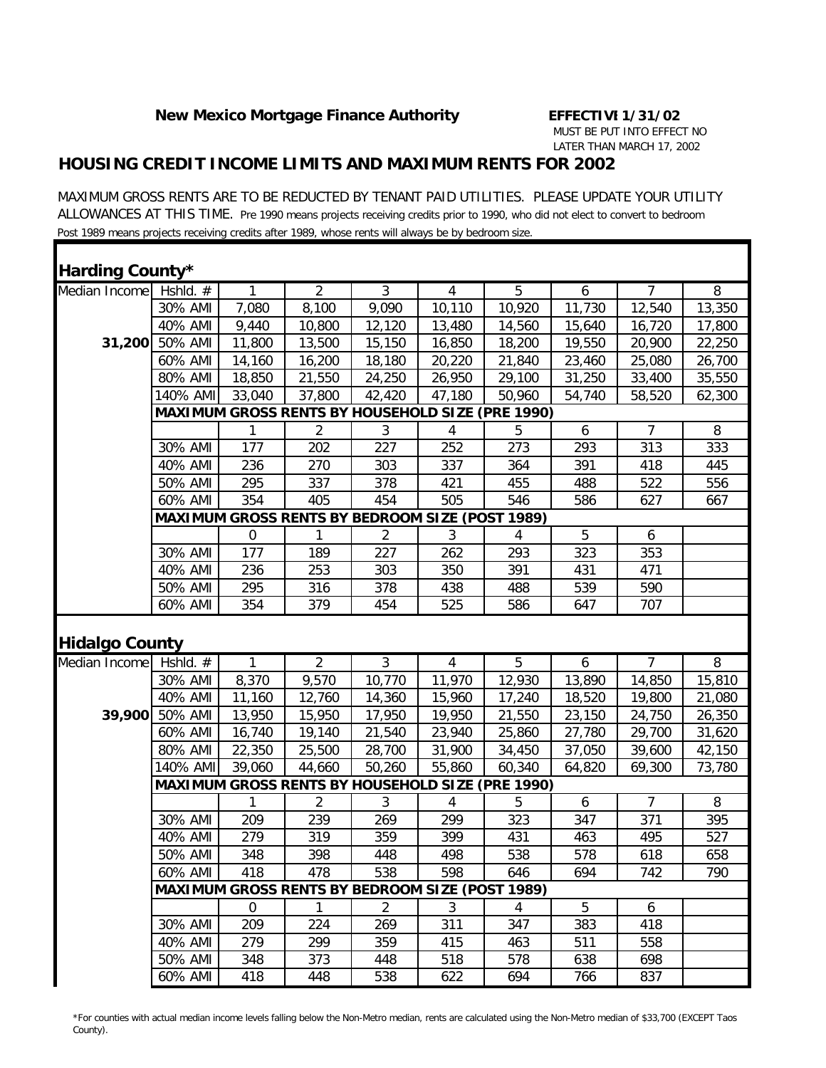**New Mexico Mortgage Finance Authority**

**EFFECTIVE 1/31/02**
MUST BE PUT INTO EFFECT NO LATER THAN MARCH 17, 2002

## HOUSING CREDIT INCOME LIMITS AND MAXIMUM RENTS FOR 2002

MAXIMUM GROSS RENTS ARE TO BE REDUCTED BY TENANT PAID UTILITIES. PLEASE UPDATE YOUR UTILITY ALLOWANCES AT THIS TIME. Pre 1990 means projects receiving credits prior to 1990, who did not elect to convert to bedroom Post 1989 means projects receiving credits after 1989, whose rents will always be by bedroom size.

### Harding County*

| Median Income | Hshld. # | 1 | 2 | 3 | 4 | 5 | 6 | 7 | 8 |
|---|---|---|---|---|---|---|---|---|---|
| | 30% AMI | 7,080 | 8,100 | 9,090 | 10,110 | 10,920 | 11,730 | 12,540 | 13,350 |
| | 40% AMI | 9,440 | 10,800 | 12,120 | 13,480 | 14,560 | 15,640 | 16,720 | 17,800 |
| 31,200 | 50% AMI | 11,800 | 13,500 | 15,150 | 16,850 | 18,200 | 19,550 | 20,900 | 22,250 |
| | 60% AMI | 14,160 | 16,200 | 18,180 | 20,220 | 21,840 | 23,460 | 25,080 | 26,700 |
| | 80% AMI | 18,850 | 21,550 | 24,250 | 26,950 | 29,100 | 31,250 | 33,400 | 35,550 |
| | 140% AMI | 33,040 | 37,800 | 42,420 | 47,180 | 50,960 | 54,740 | 58,520 | 62,300 |
| | **MAXIMUM GROSS RENTS BY HOUSEHOLD SIZE (PRE 1990)** | | | | | | | | |
| | | 1 | 2 | 3 | 4 | 5 | 6 | 7 | 8 |
| | 30% AMI | 177 | 202 | 227 | 252 | 273 | 293 | 313 | 333 |
| | 40% AMI | 236 | 270 | 303 | 337 | 364 | 391 | 418 | 445 |
| | 50% AMI | 295 | 337 | 378 | 421 | 455 | 488 | 522 | 556 |
| | 60% AMI | 354 | 405 | 454 | 505 | 546 | 586 | 627 | 667 |
| | **MAXIMUM GROSS RENTS BY BEDROOM SIZE (POST 1989)** | | | | | | | | |
| | | 0 | 1 | 2 | 3 | 4 | 5 | 6 | |
| | 30% AMI | 177 | 189 | 227 | 262 | 293 | 323 | 353 | |
| | 40% AMI | 236 | 253 | 303 | 350 | 391 | 431 | 471 | |
| | 50% AMI | 295 | 316 | 378 | 438 | 488 | 539 | 590 | |
| | 60% AMI | 354 | 379 | 454 | 525 | 586 | 647 | 707 | |

### Hidalgo County

| Median Income | Hshld. # | 1 | 2 | 3 | 4 | 5 | 6 | 7 | 8 |
|---|---|---|---|---|---|---|---|---|---|
| | 30% AMI | 8,370 | 9,570 | 10,770 | 11,970 | 12,930 | 13,890 | 14,850 | 15,810 |
| | 40% AMI | 11,160 | 12,760 | 14,360 | 15,960 | 17,240 | 18,520 | 19,800 | 21,080 |
| 39,900 | 50% AMI | 13,950 | 15,950 | 17,950 | 19,950 | 21,550 | 23,150 | 24,750 | 26,350 |
| | 60% AMI | 16,740 | 19,140 | 21,540 | 23,940 | 25,860 | 27,780 | 29,700 | 31,620 |
| | 80% AMI | 22,350 | 25,500 | 28,700 | 31,900 | 34,450 | 37,050 | 39,600 | 42,150 |
| | 140% AMI | 39,060 | 44,660 | 50,260 | 55,860 | 60,340 | 64,820 | 69,300 | 73,780 |
| | **MAXIMUM GROSS RENTS BY HOUSEHOLD SIZE (PRE 1990)** | | | | | | | | |
| | | 1 | 2 | 3 | 4 | 5 | 6 | 7 | 8 |
| | 30% AMI | 209 | 239 | 269 | 299 | 323 | 347 | 371 | 395 |
| | 40% AMI | 279 | 319 | 359 | 399 | 431 | 463 | 495 | 527 |
| | 50% AMI | 348 | 398 | 448 | 498 | 538 | 578 | 618 | 658 |
| | 60% AMI | 418 | 478 | 538 | 598 | 646 | 694 | 742 | 790 |
| | **MAXIMUM GROSS RENTS BY BEDROOM SIZE (POST 1989)** | | | | | | | | |
| | | 0 | 1 | 2 | 3 | 4 | 5 | 6 | |
| | 30% AMI | 209 | 224 | 269 | 311 | 347 | 383 | 418 | |
| | 40% AMI | 279 | 299 | 359 | 415 | 463 | 511 | 558 | |
| | 50% AMI | 348 | 373 | 448 | 518 | 578 | 638 | 698 | |
| | 60% AMI | 418 | 448 | 538 | 622 | 694 | 766 | 837 | |

*For counties with actual median income levels falling below the Non-Metro median, rents are calculated using the Non-Metro median of $33,700 (EXCEPT Taos County).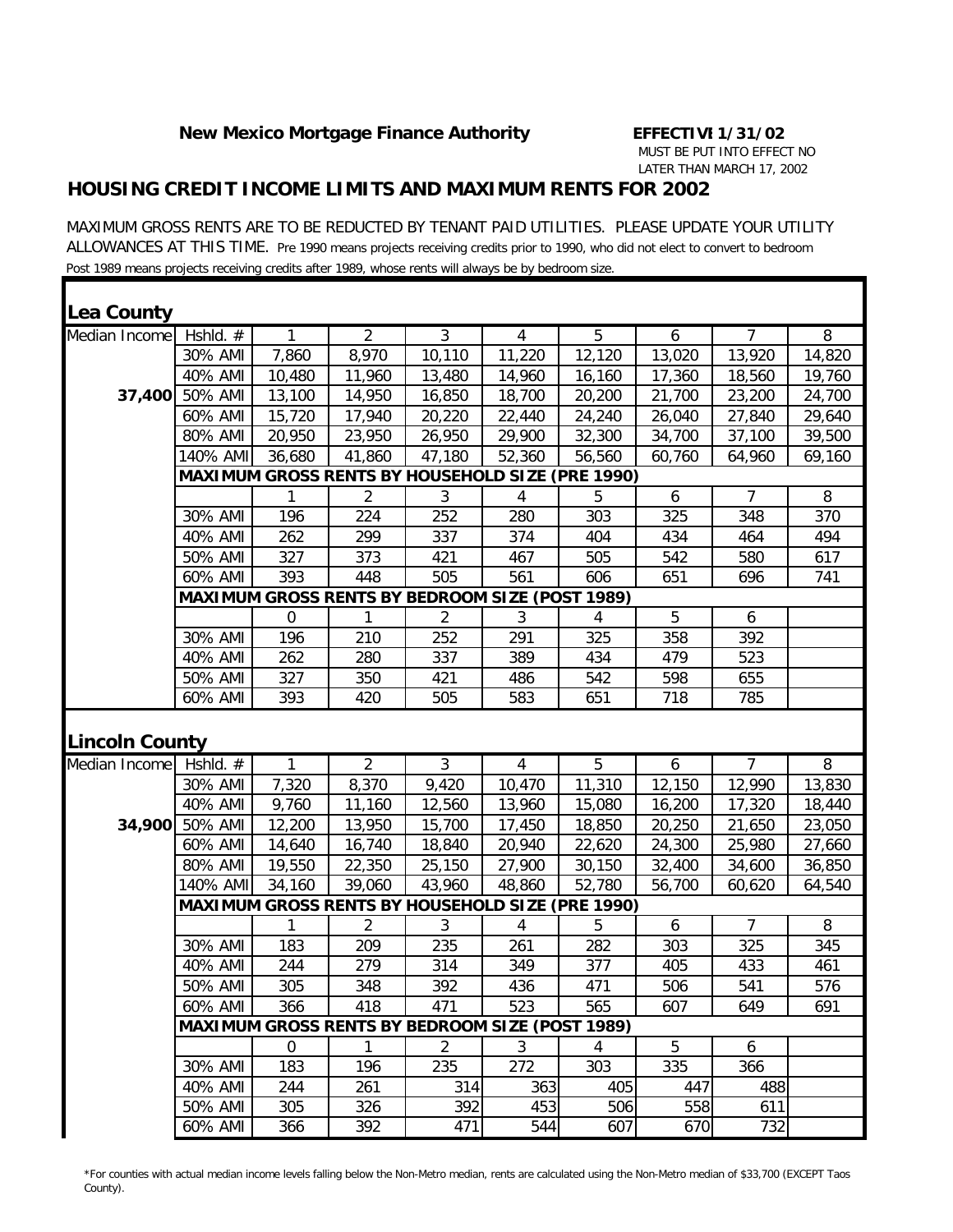**New Mexico Mortgage Finance Authority** **EFFECTIVE 1/31/02**

MUST BE PUT INTO EFFECT NO LATER THAN MARCH 17, 2002

## HOUSING CREDIT INCOME LIMITS AND MAXIMUM RENTS FOR 2002

MAXIMUM GROSS RENTS ARE TO BE REDUCTED BY TENANT PAID UTILITIES. PLEASE UPDATE YOUR UTILITY ALLOWANCES AT THIS TIME. Pre 1990 means projects receiving credits prior to 1990, who did not elect to convert to bedroom Post 1989 means projects receiving credits after 1989, whose rents will always be by bedroom size.

### Lea County

| Median Income | Hshld. # | 1 | 2 | 3 | 4 | 5 | 6 | 7 | 8 |
|---|---|---|---|---|---|---|---|---|---|
| | 30% AMI | 7,860 | 8,970 | 10,110 | 11,220 | 12,120 | 13,020 | 13,920 | 14,820 |
| | 40% AMI | 10,480 | 11,960 | 13,480 | 14,960 | 16,160 | 17,360 | 18,560 | 19,760 |
| 37,400 | 50% AMI | 13,100 | 14,950 | 16,850 | 18,700 | 20,200 | 21,700 | 23,200 | 24,700 |
| | 60% AMI | 15,720 | 17,940 | 20,220 | 22,440 | 24,240 | 26,040 | 27,840 | 29,640 |
| | 80% AMI | 20,950 | 23,950 | 26,950 | 29,900 | 32,300 | 34,700 | 37,100 | 39,500 |
| | 140% AMI | 36,680 | 41,860 | 47,180 | 52,360 | 56,560 | 60,760 | 64,960 | 69,160 |
| | **MAXIMUM GROSS RENTS BY HOUSEHOLD SIZE (PRE 1990)** | | | | | | | | |
| | | 1 | 2 | 3 | 4 | 5 | 6 | 7 | 8 |
| | 30% AMI | 196 | 224 | 252 | 280 | 303 | 325 | 348 | 370 |
| | 40% AMI | 262 | 299 | 337 | 374 | 404 | 434 | 464 | 494 |
| | 50% AMI | 327 | 373 | 421 | 467 | 505 | 542 | 580 | 617 |
| | 60% AMI | 393 | 448 | 505 | 561 | 606 | 651 | 696 | 741 |
| | **MAXIMUM GROSS RENTS BY BEDROOM SIZE (POST 1989)** | | | | | | | | |
| | | 0 | 1 | 2 | 3 | 4 | 5 | 6 | |
| | 30% AMI | 196 | 210 | 252 | 291 | 325 | 358 | 392 | |
| | 40% AMI | 262 | 280 | 337 | 389 | 434 | 479 | 523 | |
| | 50% AMI | 327 | 350 | 421 | 486 | 542 | 598 | 655 | |
| | 60% AMI | 393 | 420 | 505 | 583 | 651 | 718 | 785 | |

### Lincoln County

| Median Income | Hshld. # | 1 | 2 | 3 | 4 | 5 | 6 | 7 | 8 |
|---|---|---|---|---|---|---|---|---|---|
| | 30% AMI | 7,320 | 8,370 | 9,420 | 10,470 | 11,310 | 12,150 | 12,990 | 13,830 |
| | 40% AMI | 9,760 | 11,160 | 12,560 | 13,960 | 15,080 | 16,200 | 17,320 | 18,440 |
| 34,900 | 50% AMI | 12,200 | 13,950 | 15,700 | 17,450 | 18,850 | 20,250 | 21,650 | 23,050 |
| | 60% AMI | 14,640 | 16,740 | 18,840 | 20,940 | 22,620 | 24,300 | 25,980 | 27,660 |
| | 80% AMI | 19,550 | 22,350 | 25,150 | 27,900 | 30,150 | 32,400 | 34,600 | 36,850 |
| | 140% AMI | 34,160 | 39,060 | 43,960 | 48,860 | 52,780 | 56,700 | 60,620 | 64,540 |
| | **MAXIMUM GROSS RENTS BY HOUSEHOLD SIZE (PRE 1990)** | | | | | | | | |
| | | 1 | 2 | 3 | 4 | 5 | 6 | 7 | 8 |
| | 30% AMI | 183 | 209 | 235 | 261 | 282 | 303 | 325 | 345 |
| | 40% AMI | 244 | 279 | 314 | 349 | 377 | 405 | 433 | 461 |
| | 50% AMI | 305 | 348 | 392 | 436 | 471 | 506 | 541 | 576 |
| | 60% AMI | 366 | 418 | 471 | 523 | 565 | 607 | 649 | 691 |
| | **MAXIMUM GROSS RENTS BY BEDROOM SIZE (POST 1989)** | | | | | | | | |
| | | 0 | 1 | 2 | 3 | 4 | 5 | 6 | |
| | 30% AMI | 183 | 196 | 235 | 272 | 303 | 335 | 366 | |
| | 40% AMI | 244 | 261 | 314 | 363 | 405 | 447 | 488 | |
| | 50% AMI | 305 | 326 | 392 | 453 | 506 | 558 | 611 | |
| | 60% AMI | 366 | 392 | 471 | 544 | 607 | 670 | 732 | |

*For counties with actual median income levels falling below the Non-Metro median, rents are calculated using the Non-Metro median of $33,700 (EXCEPT Taos County).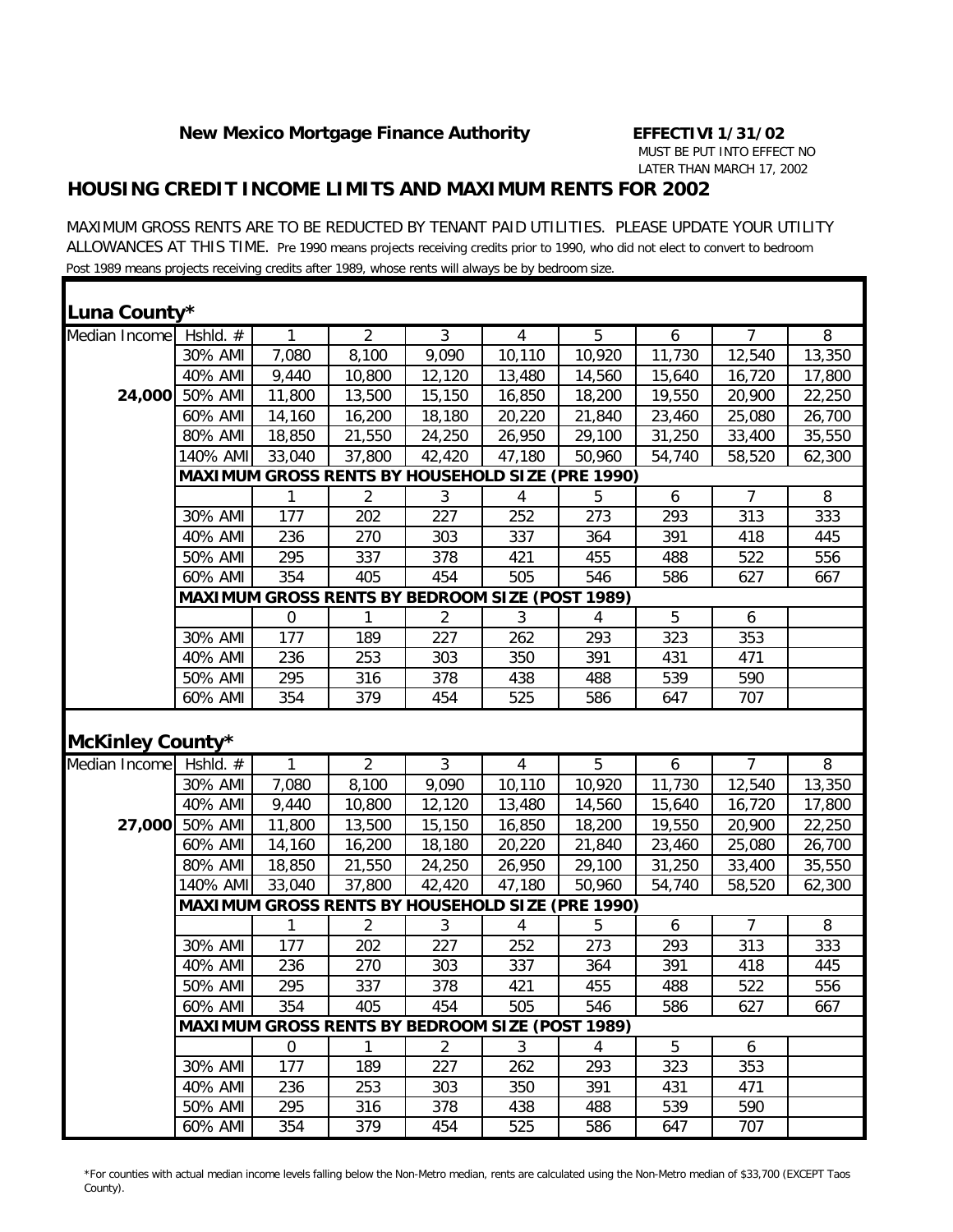**New Mexico Mortgage Finance Authority** **EFFECTIVE 1/31/02**

MUST BE PUT INTO EFFECT NO LATER THAN MARCH 17, 2002

## HOUSING CREDIT INCOME LIMITS AND MAXIMUM RENTS FOR 2002

MAXIMUM GROSS RENTS ARE TO BE REDUCTED BY TENANT PAID UTILITIES. PLEASE UPDATE YOUR UTILITY ALLOWANCES AT THIS TIME. Pre 1990 means projects receiving credits prior to 1990, who did not elect to convert to bedroom Post 1989 means projects receiving credits after 1989, whose rents will always be by bedroom size.

### Luna County*

| Median Income | Hshld. # | 1 | 2 | 3 | 4 | 5 | 6 | 7 | 8 |
|---|---|---|---|---|---|---|---|---|---|
| | 30% AMI | 7,080 | 8,100 | 9,090 | 10,110 | 10,920 | 11,730 | 12,540 | 13,350 |
| | 40% AMI | 9,440 | 10,800 | 12,120 | 13,480 | 14,560 | 15,640 | 16,720 | 17,800 |
| **24,000** | 50% AMI | 11,800 | 13,500 | 15,150 | 16,850 | 18,200 | 19,550 | 20,900 | 22,250 |
| | 60% AMI | 14,160 | 16,200 | 18,180 | 20,220 | 21,840 | 23,460 | 25,080 | 26,700 |
| | 80% AMI | 18,850 | 21,550 | 24,250 | 26,950 | 29,100 | 31,250 | 33,400 | 35,550 |
| | 140% AMI | 33,040 | 37,800 | 42,420 | 47,180 | 50,960 | 54,740 | 58,520 | 62,300 |
| | **MAXIMUM GROSS RENTS BY HOUSEHOLD SIZE (PRE 1990)** | | | | | | | | |
| | | 1 | 2 | 3 | 4 | 5 | 6 | 7 | 8 |
| | 30% AMI | 177 | 202 | 227 | 252 | 273 | 293 | 313 | 333 |
| | 40% AMI | 236 | 270 | 303 | 337 | 364 | 391 | 418 | 445 |
| | 50% AMI | 295 | 337 | 378 | 421 | 455 | 488 | 522 | 556 |
| | 60% AMI | 354 | 405 | 454 | 505 | 546 | 586 | 627 | 667 |
| | **MAXIMUM GROSS RENTS BY BEDROOM SIZE (POST 1989)** | | | | | | | | |
| | | 0 | 1 | 2 | 3 | 4 | 5 | 6 | |
| | 30% AMI | 177 | 189 | 227 | 262 | 293 | 323 | 353 | |
| | 40% AMI | 236 | 253 | 303 | 350 | 391 | 431 | 471 | |
| | 50% AMI | 295 | 316 | 378 | 438 | 488 | 539 | 590 | |
| | 60% AMI | 354 | 379 | 454 | 525 | 586 | 647 | 707 | |

### McKinley County*

| Median Income | Hshld. # | 1 | 2 | 3 | 4 | 5 | 6 | 7 | 8 |
|---|---|---|---|---|---|---|---|---|---|
| | 30% AMI | 7,080 | 8,100 | 9,090 | 10,110 | 10,920 | 11,730 | 12,540 | 13,350 |
| | 40% AMI | 9,440 | 10,800 | 12,120 | 13,480 | 14,560 | 15,640 | 16,720 | 17,800 |
| **27,000** | 50% AMI | 11,800 | 13,500 | 15,150 | 16,850 | 18,200 | 19,550 | 20,900 | 22,250 |
| | 60% AMI | 14,160 | 16,200 | 18,180 | 20,220 | 21,840 | 23,460 | 25,080 | 26,700 |
| | 80% AMI | 18,850 | 21,550 | 24,250 | 26,950 | 29,100 | 31,250 | 33,400 | 35,550 |
| | 140% AMI | 33,040 | 37,800 | 42,420 | 47,180 | 50,960 | 54,740 | 58,520 | 62,300 |
| | **MAXIMUM GROSS RENTS BY HOUSEHOLD SIZE (PRE 1990)** | | | | | | | | |
| | | 1 | 2 | 3 | 4 | 5 | 6 | 7 | 8 |
| | 30% AMI | 177 | 202 | 227 | 252 | 273 | 293 | 313 | 333 |
| | 40% AMI | 236 | 270 | 303 | 337 | 364 | 391 | 418 | 445 |
| | 50% AMI | 295 | 337 | 378 | 421 | 455 | 488 | 522 | 556 |
| | 60% AMI | 354 | 405 | 454 | 505 | 546 | 586 | 627 | 667 |
| | **MAXIMUM GROSS RENTS BY BEDROOM SIZE (POST 1989)** | | | | | | | | |
| | | 0 | 1 | 2 | 3 | 4 | 5 | 6 | |
| | 30% AMI | 177 | 189 | 227 | 262 | 293 | 323 | 353 | |
| | 40% AMI | 236 | 253 | 303 | 350 | 391 | 431 | 471 | |
| | 50% AMI | 295 | 316 | 378 | 438 | 488 | 539 | 590 | |
| | 60% AMI | 354 | 379 | 454 | 525 | 586 | 647 | 707 | |

*For counties with actual median income levels falling below the Non-Metro median, rents are calculated using the Non-Metro median of $33,700 (EXCEPT Taos County).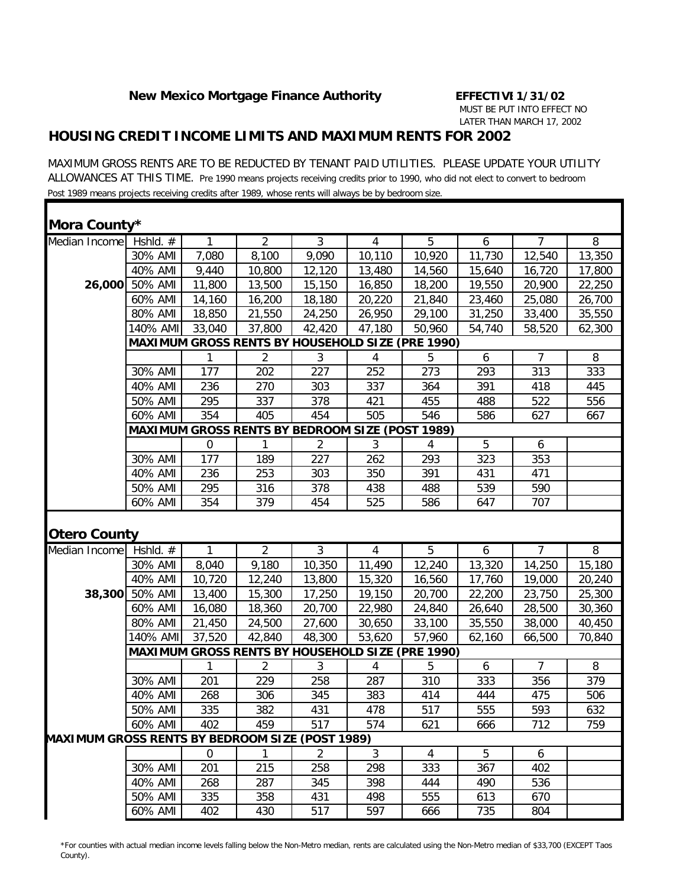**New Mexico Mortgage Finance Authority** **EFFECTIVI 1/31/02**

MUST BE PUT INTO EFFECT NO LATER THAN MARCH 17, 2002

## HOUSING CREDIT INCOME LIMITS AND MAXIMUM RENTS FOR 2002

MAXIMUM GROSS RENTS ARE TO BE REDUCTED BY TENANT PAID UTILITIES. PLEASE UPDATE YOUR UTILITY ALLOWANCES AT THIS TIME. Pre 1990 means projects receiving credits prior to 1990, who did not elect to convert to bedroom Post 1989 means projects receiving credits after 1989, whose rents will always be by bedroom size.

### Mora County*

| Median Income | Hshld. # | 1 | 2 | 3 | 4 | 5 | 6 | 7 | 8 |
|---|---|---|---|---|---|---|---|---|---|
| | 30% AMI | 7,080 | 8,100 | 9,090 | 10,110 | 10,920 | 11,730 | 12,540 | 13,350 |
| | 40% AMI | 9,440 | 10,800 | 12,120 | 13,480 | 14,560 | 15,640 | 16,720 | 17,800 |
| 26,000 | 50% AMI | 11,800 | 13,500 | 15,150 | 16,850 | 18,200 | 19,550 | 20,900 | 22,250 |
| | 60% AMI | 14,160 | 16,200 | 18,180 | 20,220 | 21,840 | 23,460 | 25,080 | 26,700 |
| | 80% AMI | 18,850 | 21,550 | 24,250 | 26,950 | 29,100 | 31,250 | 33,400 | 35,550 |
| | 140% AMI | 33,040 | 37,800 | 42,420 | 47,180 | 50,960 | 54,740 | 58,520 | 62,300 |
| | **MAXIMUM GROSS RENTS BY HOUSEHOLD SIZE (PRE 1990)** | | | | | | | | |
| | | 1 | 2 | 3 | 4 | 5 | 6 | 7 | 8 |
| | 30% AMI | 177 | 202 | 227 | 252 | 273 | 293 | 313 | 333 |
| | 40% AMI | 236 | 270 | 303 | 337 | 364 | 391 | 418 | 445 |
| | 50% AMI | 295 | 337 | 378 | 421 | 455 | 488 | 522 | 556 |
| | 60% AMI | 354 | 405 | 454 | 505 | 546 | 586 | 627 | 667 |
| | **MAXIMUM GROSS RENTS BY BEDROOM SIZE (POST 1989)** | | | | | | | | |
| | | 0 | 1 | 2 | 3 | 4 | 5 | 6 | |
| | 30% AMI | 177 | 189 | 227 | 262 | 293 | 323 | 353 | |
| | 40% AMI | 236 | 253 | 303 | 350 | 391 | 431 | 471 | |
| | 50% AMI | 295 | 316 | 378 | 438 | 488 | 539 | 590 | |
| | 60% AMI | 354 | 379 | 454 | 525 | 586 | 647 | 707 | |

### Otero County

| Median Income | Hshld. # | 1 | 2 | 3 | 4 | 5 | 6 | 7 | 8 |
|---|---|---|---|---|---|---|---|---|---|
| | 30% AMI | 8,040 | 9,180 | 10,350 | 11,490 | 12,240 | 13,320 | 14,250 | 15,180 |
| | 40% AMI | 10,720 | 12,240 | 13,800 | 15,320 | 16,560 | 17,760 | 19,000 | 20,240 |
| 38,300 | 50% AMI | 13,400 | 15,300 | 17,250 | 19,150 | 20,700 | 22,200 | 23,750 | 25,300 |
| | 60% AMI | 16,080 | 18,360 | 20,700 | 22,980 | 24,840 | 26,640 | 28,500 | 30,360 |
| | 80% AMI | 21,450 | 24,500 | 27,600 | 30,650 | 33,100 | 35,550 | 38,000 | 40,450 |
| | 140% AMI | 37,520 | 42,840 | 48,300 | 53,620 | 57,960 | 62,160 | 66,500 | 70,840 |
| | **MAXIMUM GROSS RENTS BY HOUSEHOLD SIZE (PRE 1990)** | | | | | | | | |
| | | 1 | 2 | 3 | 4 | 5 | 6 | 7 | 8 |
| | 30% AMI | 201 | 229 | 258 | 287 | 310 | 333 | 356 | 379 |
| | 40% AMI | 268 | 306 | 345 | 383 | 414 | 444 | 475 | 506 |
| | 50% AMI | 335 | 382 | 431 | 478 | 517 | 555 | 593 | 632 |
| | 60% AMI | 402 | 459 | 517 | 574 | 621 | 666 | 712 | 759 |
| **MAXIMUM GROSS RENTS BY BEDROOM SIZE (POST 1989)** | | | | | | | | | |
| | | 0 | 1 | 2 | 3 | 4 | 5 | 6 | |
| | 30% AMI | 201 | 215 | 258 | 298 | 333 | 367 | 402 | |
| | 40% AMI | 268 | 287 | 345 | 398 | 444 | 490 | 536 | |
| | 50% AMI | 335 | 358 | 431 | 498 | 555 | 613 | 670 | |
| | 60% AMI | 402 | 430 | 517 | 597 | 666 | 735 | 804 | |

*For counties with actual median income levels falling below the Non-Metro median, rents are calculated using the Non-Metro median of $33,700 (EXCEPT Taos County).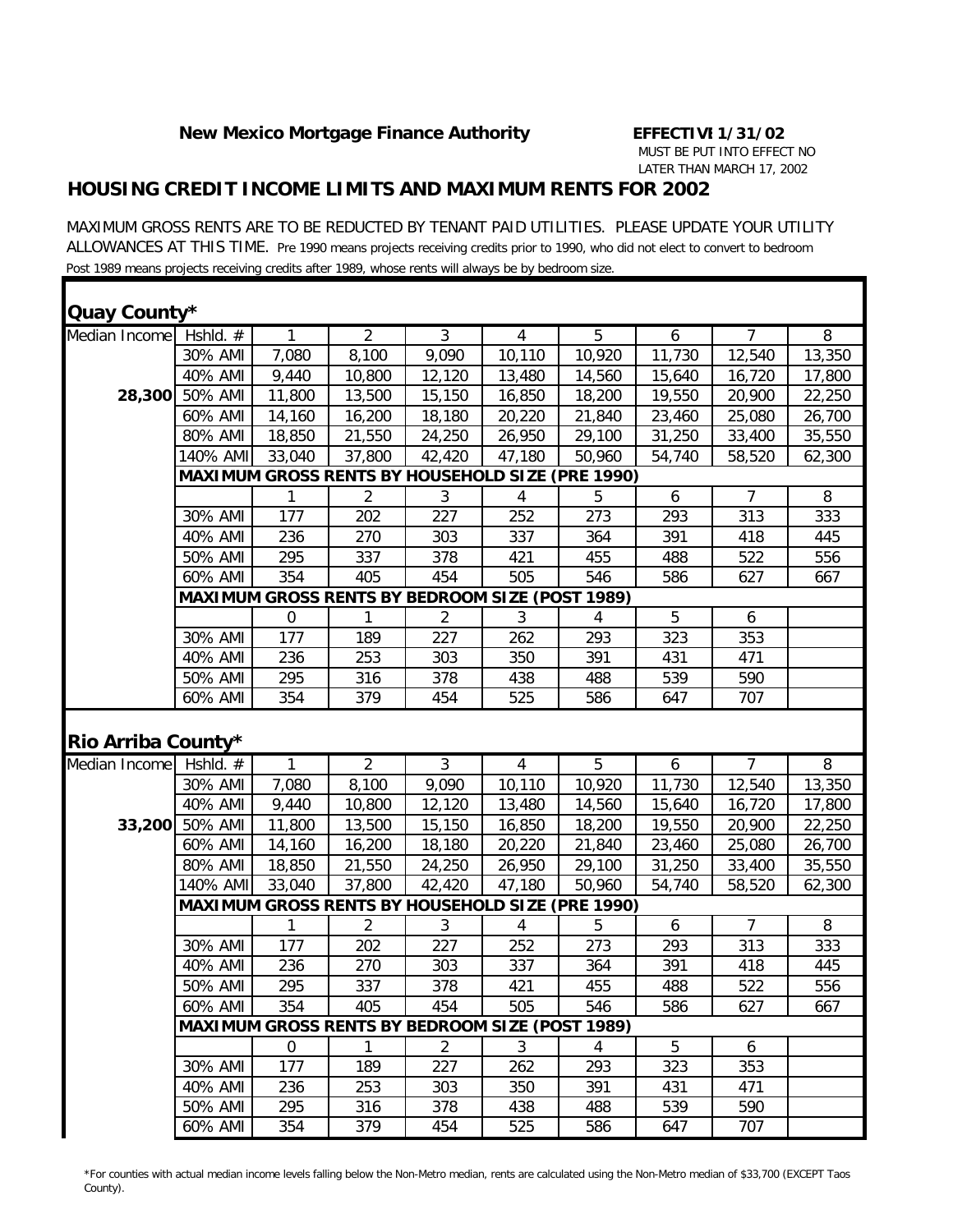**New Mexico Mortgage Finance Authority**

**EFFECTIVE 1/31/02**
MUST BE PUT INTO EFFECT NO LATER THAN MARCH 17, 2002

## HOUSING CREDIT INCOME LIMITS AND MAXIMUM RENTS FOR 2002

MAXIMUM GROSS RENTS ARE TO BE REDUCTED BY TENANT PAID UTILITIES. PLEASE UPDATE YOUR UTILITY ALLOWANCES AT THIS TIME. Pre 1990 means projects receiving credits prior to 1990, who did not elect to convert to bedroom Post 1989 means projects receiving credits after 1989, whose rents will always be by bedroom size.

### Quay County*

| Median Income | Hshld. # | 1 | 2 | 3 | 4 | 5 | 6 | 7 | 8 |
|---|---|---|---|---|---|---|---|---|---|
| | 30% AMI | 7,080 | 8,100 | 9,090 | 10,110 | 10,920 | 11,730 | 12,540 | 13,350 |
| | 40% AMI | 9,440 | 10,800 | 12,120 | 13,480 | 14,560 | 15,640 | 16,720 | 17,800 |
| **28,300** | 50% AMI | 11,800 | 13,500 | 15,150 | 16,850 | 18,200 | 19,550 | 20,900 | 22,250 |
| | 60% AMI | 14,160 | 16,200 | 18,180 | 20,220 | 21,840 | 23,460 | 25,080 | 26,700 |
| | 80% AMI | 18,850 | 21,550 | 24,250 | 26,950 | 29,100 | 31,250 | 33,400 | 35,550 |
| | 140% AMI | 33,040 | 37,800 | 42,420 | 47,180 | 50,960 | 54,740 | 58,520 | 62,300 |
| | **MAXIMUM GROSS RENTS BY HOUSEHOLD SIZE (PRE 1990)** | | | | | | | | |
| | | 1 | 2 | 3 | 4 | 5 | 6 | 7 | 8 |
| | 30% AMI | 177 | 202 | 227 | 252 | 273 | 293 | 313 | 333 |
| | 40% AMI | 236 | 270 | 303 | 337 | 364 | 391 | 418 | 445 |
| | 50% AMI | 295 | 337 | 378 | 421 | 455 | 488 | 522 | 556 |
| | 60% AMI | 354 | 405 | 454 | 505 | 546 | 586 | 627 | 667 |
| | **MAXIMUM GROSS RENTS BY BEDROOM SIZE (POST 1989)** | | | | | | | | |
| | | 0 | 1 | 2 | 3 | 4 | 5 | 6 | |
| | 30% AMI | 177 | 189 | 227 | 262 | 293 | 323 | 353 | |
| | 40% AMI | 236 | 253 | 303 | 350 | 391 | 431 | 471 | |
| | 50% AMI | 295 | 316 | 378 | 438 | 488 | 539 | 590 | |
| | 60% AMI | 354 | 379 | 454 | 525 | 586 | 647 | 707 | |

### Rio Arriba County*

| Median Income | Hshld. # | 1 | 2 | 3 | 4 | 5 | 6 | 7 | 8 |
|---|---|---|---|---|---|---|---|---|---|
| | 30% AMI | 7,080 | 8,100 | 9,090 | 10,110 | 10,920 | 11,730 | 12,540 | 13,350 |
| | 40% AMI | 9,440 | 10,800 | 12,120 | 13,480 | 14,560 | 15,640 | 16,720 | 17,800 |
| **33,200** | 50% AMI | 11,800 | 13,500 | 15,150 | 16,850 | 18,200 | 19,550 | 20,900 | 22,250 |
| | 60% AMI | 14,160 | 16,200 | 18,180 | 20,220 | 21,840 | 23,460 | 25,080 | 26,700 |
| | 80% AMI | 18,850 | 21,550 | 24,250 | 26,950 | 29,100 | 31,250 | 33,400 | 35,550 |
| | 140% AMI | 33,040 | 37,800 | 42,420 | 47,180 | 50,960 | 54,740 | 58,520 | 62,300 |
| | **MAXIMUM GROSS RENTS BY HOUSEHOLD SIZE (PRE 1990)** | | | | | | | | |
| | | 1 | 2 | 3 | 4 | 5 | 6 | 7 | 8 |
| | 30% AMI | 177 | 202 | 227 | 252 | 273 | 293 | 313 | 333 |
| | 40% AMI | 236 | 270 | 303 | 337 | 364 | 391 | 418 | 445 |
| | 50% AMI | 295 | 337 | 378 | 421 | 455 | 488 | 522 | 556 |
| | 60% AMI | 354 | 405 | 454 | 505 | 546 | 586 | 627 | 667 |
| | **MAXIMUM GROSS RENTS BY BEDROOM SIZE (POST 1989)** | | | | | | | | |
| | | 0 | 1 | 2 | 3 | 4 | 5 | 6 | |
| | 30% AMI | 177 | 189 | 227 | 262 | 293 | 323 | 353 | |
| | 40% AMI | 236 | 253 | 303 | 350 | 391 | 431 | 471 | |
| | 50% AMI | 295 | 316 | 378 | 438 | 488 | 539 | 590 | |
| | 60% AMI | 354 | 379 | 454 | 525 | 586 | 647 | 707 | |

*For counties with actual median income levels falling below the Non-Metro median, rents are calculated using the Non-Metro median of $33,700 (EXCEPT Taos County).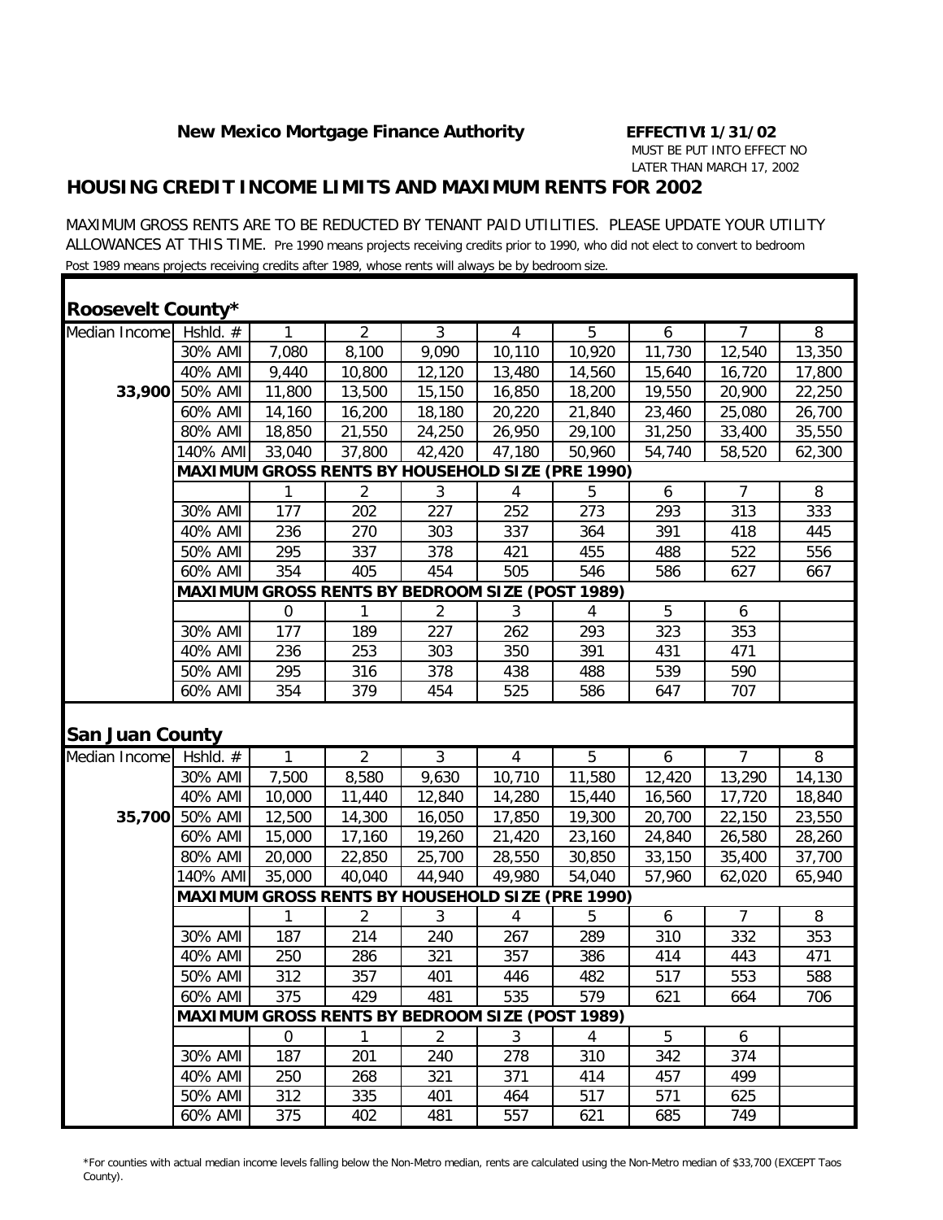**New Mexico Mortgage Finance Authority**

**EFFECTIVE 1/31/02**
MUST BE PUT INTO EFFECT NO LATER THAN MARCH 17, 2002

## HOUSING CREDIT INCOME LIMITS AND MAXIMUM RENTS FOR 2002

MAXIMUM GROSS RENTS ARE TO BE REDUCTED BY TENANT PAID UTILITIES. PLEASE UPDATE YOUR UTILITY ALLOWANCES AT THIS TIME. Pre 1990 means projects receiving credits prior to 1990, who did not elect to convert to bedroom Post 1989 means projects receiving credits after 1989, whose rents will always be by bedroom size.

### Roosevelt County*

| Median Income | Hshld. # | 1 | 2 | 3 | 4 | 5 | 6 | 7 | 8 |
|---|---|---|---|---|---|---|---|---|---|
| | 30% AMI | 7,080 | 8,100 | 9,090 | 10,110 | 10,920 | 11,730 | 12,540 | 13,350 |
| | 40% AMI | 9,440 | 10,800 | 12,120 | 13,480 | 14,560 | 15,640 | 16,720 | 17,800 |
| **33,900** | 50% AMI | 11,800 | 13,500 | 15,150 | 16,850 | 18,200 | 19,550 | 20,900 | 22,250 |
| | 60% AMI | 14,160 | 16,200 | 18,180 | 20,220 | 21,840 | 23,460 | 25,080 | 26,700 |
| | 80% AMI | 18,850 | 21,550 | 24,250 | 26,950 | 29,100 | 31,250 | 33,400 | 35,550 |
| | 140% AMI | 33,040 | 37,800 | 42,420 | 47,180 | 50,960 | 54,740 | 58,520 | 62,300 |
| | **MAXIMUM GROSS RENTS BY HOUSEHOLD SIZE (PRE 1990)** | | | | | | | | |
| | | 1 | 2 | 3 | 4 | 5 | 6 | 7 | 8 |
| | 30% AMI | 177 | 202 | 227 | 252 | 273 | 293 | 313 | 333 |
| | 40% AMI | 236 | 270 | 303 | 337 | 364 | 391 | 418 | 445 |
| | 50% AMI | 295 | 337 | 378 | 421 | 455 | 488 | 522 | 556 |
| | 60% AMI | 354 | 405 | 454 | 505 | 546 | 586 | 627 | 667 |
| | **MAXIMUM GROSS RENTS BY BEDROOM SIZE (POST 1989)** | | | | | | | | |
| | | 0 | 1 | 2 | 3 | 4 | 5 | 6 | |
| | 30% AMI | 177 | 189 | 227 | 262 | 293 | 323 | 353 | |
| | 40% AMI | 236 | 253 | 303 | 350 | 391 | 431 | 471 | |
| | 50% AMI | 295 | 316 | 378 | 438 | 488 | 539 | 590 | |
| | 60% AMI | 354 | 379 | 454 | 525 | 586 | 647 | 707 | |

### San Juan County

| Median Income | Hshld. # | 1 | 2 | 3 | 4 | 5 | 6 | 7 | 8 |
|---|---|---|---|---|---|---|---|---|---|
| | 30% AMI | 7,500 | 8,580 | 9,630 | 10,710 | 11,580 | 12,420 | 13,290 | 14,130 |
| | 40% AMI | 10,000 | 11,440 | 12,840 | 14,280 | 15,440 | 16,560 | 17,720 | 18,840 |
| **35,700** | 50% AMI | 12,500 | 14,300 | 16,050 | 17,850 | 19,300 | 20,700 | 22,150 | 23,550 |
| | 60% AMI | 15,000 | 17,160 | 19,260 | 21,420 | 23,160 | 24,840 | 26,580 | 28,260 |
| | 80% AMI | 20,000 | 22,850 | 25,700 | 28,550 | 30,850 | 33,150 | 35,400 | 37,700 |
| | 140% AMI | 35,000 | 40,040 | 44,940 | 49,980 | 54,040 | 57,960 | 62,020 | 65,940 |
| | **MAXIMUM GROSS RENTS BY HOUSEHOLD SIZE (PRE 1990)** | | | | | | | | |
| | | 1 | 2 | 3 | 4 | 5 | 6 | 7 | 8 |
| | 30% AMI | 187 | 214 | 240 | 267 | 289 | 310 | 332 | 353 |
| | 40% AMI | 250 | 286 | 321 | 357 | 386 | 414 | 443 | 471 |
| | 50% AMI | 312 | 357 | 401 | 446 | 482 | 517 | 553 | 588 |
| | 60% AMI | 375 | 429 | 481 | 535 | 579 | 621 | 664 | 706 |
| | **MAXIMUM GROSS RENTS BY BEDROOM SIZE (POST 1989)** | | | | | | | | |
| | | 0 | 1 | 2 | 3 | 4 | 5 | 6 | |
| | 30% AMI | 187 | 201 | 240 | 278 | 310 | 342 | 374 | |
| | 40% AMI | 250 | 268 | 321 | 371 | 414 | 457 | 499 | |
| | 50% AMI | 312 | 335 | 401 | 464 | 517 | 571 | 625 | |
| | 60% AMI | 375 | 402 | 481 | 557 | 621 | 685 | 749 | |

*For counties with actual median income levels falling below the Non-Metro median, rents are calculated using the Non-Metro median of $33,700 (EXCEPT Taos County).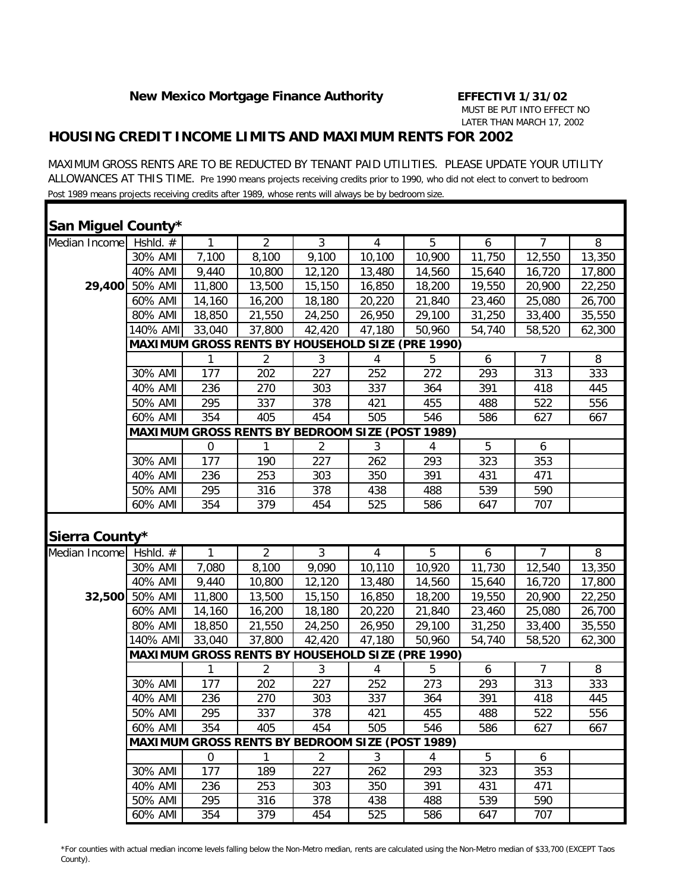**New Mexico Mortgage Finance Authority**

**EFFECTIVI 1/31/02**
MUST BE PUT INTO EFFECT NO LATER THAN MARCH 17, 2002

## HOUSING CREDIT INCOME LIMITS AND MAXIMUM RENTS FOR 2002

MAXIMUM GROSS RENTS ARE TO BE REDUCTED BY TENANT PAID UTILITIES. PLEASE UPDATE YOUR UTILITY ALLOWANCES AT THIS TIME. Pre 1990 means projects receiving credits prior to 1990, who did not elect to convert to bedroom Post 1989 means projects receiving credits after 1989, whose rents will always be by bedroom size.

### San Miguel County*

| Median Income | Hshld. # | 1 | 2 | 3 | 4 | 5 | 6 | 7 | 8 |
|---|---|---|---|---|---|---|---|---|---|
| | 30% AMI | 7,100 | 8,100 | 9,100 | 10,100 | 10,900 | 11,750 | 12,550 | 13,350 |
| | 40% AMI | 9,440 | 10,800 | 12,120 | 13,480 | 14,560 | 15,640 | 16,720 | 17,800 |
| 29,400 | 50% AMI | 11,800 | 13,500 | 15,150 | 16,850 | 18,200 | 19,550 | 20,900 | 22,250 |
| | 60% AMI | 14,160 | 16,200 | 18,180 | 20,220 | 21,840 | 23,460 | 25,080 | 26,700 |
| | 80% AMI | 18,850 | 21,550 | 24,250 | 26,950 | 29,100 | 31,250 | 33,400 | 35,550 |
| | 140% AMI | 33,040 | 37,800 | 42,420 | 47,180 | 50,960 | 54,740 | 58,520 | 62,300 |
| | **MAXIMUM GROSS RENTS BY HOUSEHOLD SIZE (PRE 1990)** | | | | | | | | |
| | | 1 | 2 | 3 | 4 | 5 | 6 | 7 | 8 |
| | 30% AMI | 177 | 202 | 227 | 252 | 272 | 293 | 313 | 333 |
| | 40% AMI | 236 | 270 | 303 | 337 | 364 | 391 | 418 | 445 |
| | 50% AMI | 295 | 337 | 378 | 421 | 455 | 488 | 522 | 556 |
| | 60% AMI | 354 | 405 | 454 | 505 | 546 | 586 | 627 | 667 |
| | **MAXIMUM GROSS RENTS BY BEDROOM SIZE (POST 1989)** | | | | | | | | |
| | | 0 | 1 | 2 | 3 | 4 | 5 | 6 | |
| | 30% AMI | 177 | 190 | 227 | 262 | 293 | 323 | 353 | |
| | 40% AMI | 236 | 253 | 303 | 350 | 391 | 431 | 471 | |
| | 50% AMI | 295 | 316 | 378 | 438 | 488 | 539 | 590 | |
| | 60% AMI | 354 | 379 | 454 | 525 | 586 | 647 | 707 | |

### Sierra County*

| Median Income | Hshld. # | 1 | 2 | 3 | 4 | 5 | 6 | 7 | 8 |
|---|---|---|---|---|---|---|---|---|---|
| | 30% AMI | 7,080 | 8,100 | 9,090 | 10,110 | 10,920 | 11,730 | 12,540 | 13,350 |
| | 40% AMI | 9,440 | 10,800 | 12,120 | 13,480 | 14,560 | 15,640 | 16,720 | 17,800 |
| 32,500 | 50% AMI | 11,800 | 13,500 | 15,150 | 16,850 | 18,200 | 19,550 | 20,900 | 22,250 |
| | 60% AMI | 14,160 | 16,200 | 18,180 | 20,220 | 21,840 | 23,460 | 25,080 | 26,700 |
| | 80% AMI | 18,850 | 21,550 | 24,250 | 26,950 | 29,100 | 31,250 | 33,400 | 35,550 |
| | 140% AMI | 33,040 | 37,800 | 42,420 | 47,180 | 50,960 | 54,740 | 58,520 | 62,300 |
| | **MAXIMUM GROSS RENTS BY HOUSEHOLD SIZE (PRE 1990)** | | | | | | | | |
| | | 1 | 2 | 3 | 4 | 5 | 6 | 7 | 8 |
| | 30% AMI | 177 | 202 | 227 | 252 | 273 | 293 | 313 | 333 |
| | 40% AMI | 236 | 270 | 303 | 337 | 364 | 391 | 418 | 445 |
| | 50% AMI | 295 | 337 | 378 | 421 | 455 | 488 | 522 | 556 |
| | 60% AMI | 354 | 405 | 454 | 505 | 546 | 586 | 627 | 667 |
| | **MAXIMUM GROSS RENTS BY BEDROOM SIZE (POST 1989)** | | | | | | | | |
| | | 0 | 1 | 2 | 3 | 4 | 5 | 6 | |
| | 30% AMI | 177 | 189 | 227 | 262 | 293 | 323 | 353 | |
| | 40% AMI | 236 | 253 | 303 | 350 | 391 | 431 | 471 | |
| | 50% AMI | 295 | 316 | 378 | 438 | 488 | 539 | 590 | |
| | 60% AMI | 354 | 379 | 454 | 525 | 586 | 647 | 707 | |

*For counties with actual median income levels falling below the Non-Metro median, rents are calculated using the Non-Metro median of $33,700 (EXCEPT Taos County).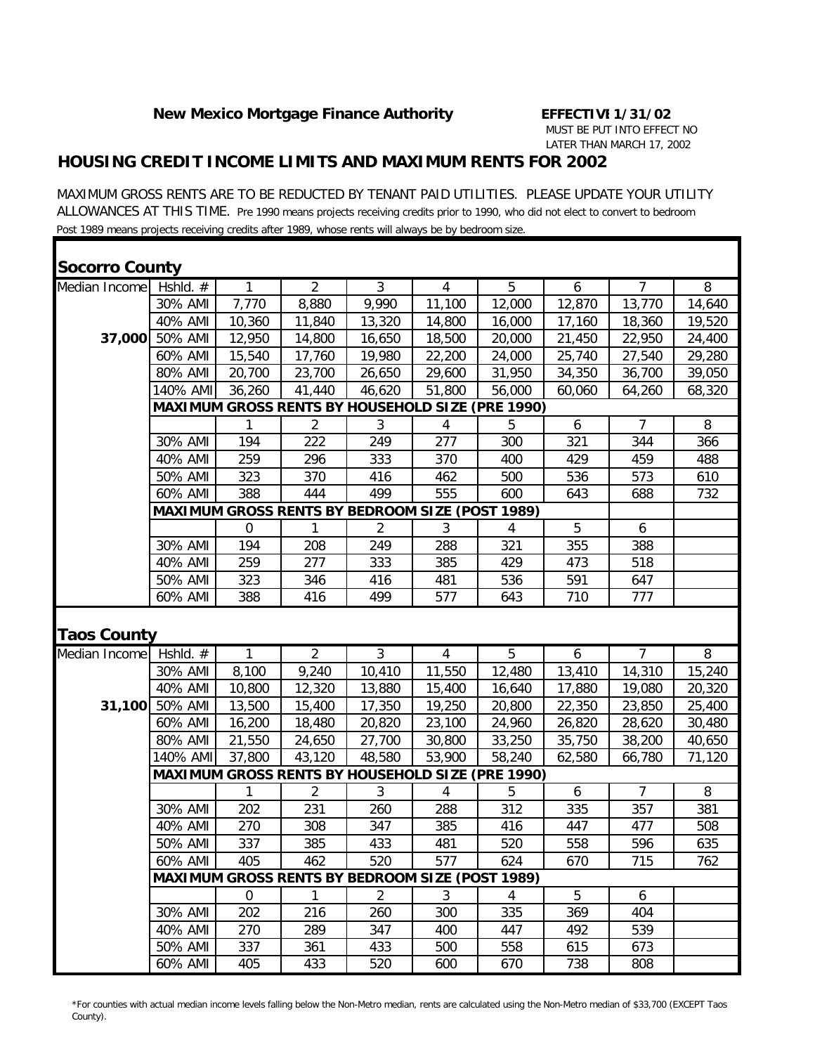**New Mexico Mortgage Finance Authority** **EFFECTIVE 1/31/02**

MUST BE PUT INTO EFFECT NO LATER THAN MARCH 17, 2002

## HOUSING CREDIT INCOME LIMITS AND MAXIMUM RENTS FOR 2002

MAXIMUM GROSS RENTS ARE TO BE REDUCTED BY TENANT PAID UTILITIES. PLEASE UPDATE YOUR UTILITY ALLOWANCES AT THIS TIME. Pre 1990 means projects receiving credits prior to 1990, who did not elect to convert to bedroom Post 1989 means projects receiving credits after 1989, whose rents will always be by bedroom size.

### Socorro County

| Median Income | Hshld. # | 1 | 2 | 3 | 4 | 5 | 6 | 7 | 8 |
|---|---|---|---|---|---|---|---|---|---|
| | 30% AMI | 7,770 | 8,880 | 9,990 | 11,100 | 12,000 | 12,870 | 13,770 | 14,640 |
| | 40% AMI | 10,360 | 11,840 | 13,320 | 14,800 | 16,000 | 17,160 | 18,360 | 19,520 |
| 37,000 | 50% AMI | 12,950 | 14,800 | 16,650 | 18,500 | 20,000 | 21,450 | 22,950 | 24,400 |
| | 60% AMI | 15,540 | 17,760 | 19,980 | 22,200 | 24,000 | 25,740 | 27,540 | 29,280 |
| | 80% AMI | 20,700 | 23,700 | 26,650 | 29,600 | 31,950 | 34,350 | 36,700 | 39,050 |
| | 140% AMI | 36,260 | 41,440 | 46,620 | 51,800 | 56,000 | 60,060 | 64,260 | 68,320 |
| | **MAXIMUM GROSS RENTS BY HOUSEHOLD SIZE (PRE 1990)** | | | | | | | | |
| | | 1 | 2 | 3 | 4 | 5 | 6 | 7 | 8 |
| | 30% AMI | 194 | 222 | 249 | 277 | 300 | 321 | 344 | 366 |
| | 40% AMI | 259 | 296 | 333 | 370 | 400 | 429 | 459 | 488 |
| | 50% AMI | 323 | 370 | 416 | 462 | 500 | 536 | 573 | 610 |
| | 60% AMI | 388 | 444 | 499 | 555 | 600 | 643 | 688 | 732 |
| | **MAXIMUM GROSS RENTS BY BEDROOM SIZE (POST 1989)** | | | | | | | | |
| | | 0 | 1 | 2 | 3 | 4 | 5 | 6 | |
| | 30% AMI | 194 | 208 | 249 | 288 | 321 | 355 | 388 | |
| | 40% AMI | 259 | 277 | 333 | 385 | 429 | 473 | 518 | |
| | 50% AMI | 323 | 346 | 416 | 481 | 536 | 591 | 647 | |
| | 60% AMI | 388 | 416 | 499 | 577 | 643 | 710 | 777 | |

### Taos County

| Median Income | Hshld. # | 1 | 2 | 3 | 4 | 5 | 6 | 7 | 8 |
|---|---|---|---|---|---|---|---|---|---|
| | 30% AMI | 8,100 | 9,240 | 10,410 | 11,550 | 12,480 | 13,410 | 14,310 | 15,240 |
| | 40% AMI | 10,800 | 12,320 | 13,880 | 15,400 | 16,640 | 17,880 | 19,080 | 20,320 |
| 31,100 | 50% AMI | 13,500 | 15,400 | 17,350 | 19,250 | 20,800 | 22,350 | 23,850 | 25,400 |
| | 60% AMI | 16,200 | 18,480 | 20,820 | 23,100 | 24,960 | 26,820 | 28,620 | 30,480 |
| | 80% AMI | 21,550 | 24,650 | 27,700 | 30,800 | 33,250 | 35,750 | 38,200 | 40,650 |
| | 140% AMI | 37,800 | 43,120 | 48,580 | 53,900 | 58,240 | 62,580 | 66,780 | 71,120 |
| | **MAXIMUM GROSS RENTS BY HOUSEHOLD SIZE (PRE 1990)** | | | | | | | | |
| | | 1 | 2 | 3 | 4 | 5 | 6 | 7 | 8 |
| | 30% AMI | 202 | 231 | 260 | 288 | 312 | 335 | 357 | 381 |
| | 40% AMI | 270 | 308 | 347 | 385 | 416 | 447 | 477 | 508 |
| | 50% AMI | 337 | 385 | 433 | 481 | 520 | 558 | 596 | 635 |
| | 60% AMI | 405 | 462 | 520 | 577 | 624 | 670 | 715 | 762 |
| | **MAXIMUM GROSS RENTS BY BEDROOM SIZE (POST 1989)** | | | | | | | | |
| | | 0 | 1 | 2 | 3 | 4 | 5 | 6 | |
| | 30% AMI | 202 | 216 | 260 | 300 | 335 | 369 | 404 | |
| | 40% AMI | 270 | 289 | 347 | 400 | 447 | 492 | 539 | |
| | 50% AMI | 337 | 361 | 433 | 500 | 558 | 615 | 673 | |
| | 60% AMI | 405 | 433 | 520 | 600 | 670 | 738 | 808 | |

*For counties with actual median income levels falling below the Non-Metro median, rents are calculated using the Non-Metro median of $33,700 (EXCEPT Taos County).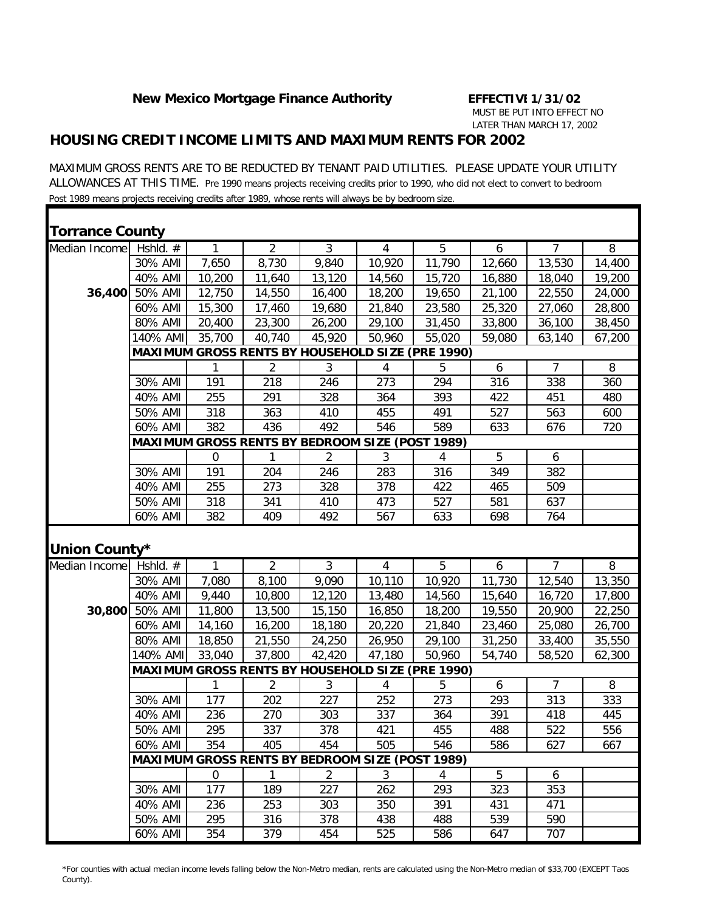**New Mexico Mortgage Finance Authority** **EFFECTIVE 1/31/02**

MUST BE PUT INTO EFFECT NO LATER THAN MARCH 17, 2002

## HOUSING CREDIT INCOME LIMITS AND MAXIMUM RENTS FOR 2002

MAXIMUM GROSS RENTS ARE TO BE REDUCTED BY TENANT PAID UTILITIES. PLEASE UPDATE YOUR UTILITY ALLOWANCES AT THIS TIME. Pre 1990 means projects receiving credits prior to 1990, who did not elect to convert to bedroom Post 1989 means projects receiving credits after 1989, whose rents will always be by bedroom size.

### Torrance County

| Median Income | Hshld. # | 1 | 2 | 3 | 4 | 5 | 6 | 7 | 8 |
|---|---|---|---|---|---|---|---|---|---|
| | 30% AMI | 7,650 | 8,730 | 9,840 | 10,920 | 11,790 | 12,660 | 13,530 | 14,400 |
| | 40% AMI | 10,200 | 11,640 | 13,120 | 14,560 | 15,720 | 16,880 | 18,040 | 19,200 |
| 36,400 | 50% AMI | 12,750 | 14,550 | 16,400 | 18,200 | 19,650 | 21,100 | 22,550 | 24,000 |
| | 60% AMI | 15,300 | 17,460 | 19,680 | 21,840 | 23,580 | 25,320 | 27,060 | 28,800 |
| | 80% AMI | 20,400 | 23,300 | 26,200 | 29,100 | 31,450 | 33,800 | 36,100 | 38,450 |
| | 140% AMI | 35,700 | 40,740 | 45,920 | 50,960 | 55,020 | 59,080 | 63,140 | 67,200 |
| | **MAXIMUM GROSS RENTS BY HOUSEHOLD SIZE (PRE 1990)** | | | | | | | | |
| | | 1 | 2 | 3 | 4 | 5 | 6 | 7 | 8 |
| | 30% AMI | 191 | 218 | 246 | 273 | 294 | 316 | 338 | 360 |
| | 40% AMI | 255 | 291 | 328 | 364 | 393 | 422 | 451 | 480 |
| | 50% AMI | 318 | 363 | 410 | 455 | 491 | 527 | 563 | 600 |
| | 60% AMI | 382 | 436 | 492 | 546 | 589 | 633 | 676 | 720 |
| | **MAXIMUM GROSS RENTS BY BEDROOM SIZE (POST 1989)** | | | | | | | | |
| | | 0 | 1 | 2 | 3 | 4 | 5 | 6 | |
| | 30% AMI | 191 | 204 | 246 | 283 | 316 | 349 | 382 | |
| | 40% AMI | 255 | 273 | 328 | 378 | 422 | 465 | 509 | |
| | 50% AMI | 318 | 341 | 410 | 473 | 527 | 581 | 637 | |
| | 60% AMI | 382 | 409 | 492 | 567 | 633 | 698 | 764 | |

### Union County*

| Median Income | Hshld. # | 1 | 2 | 3 | 4 | 5 | 6 | 7 | 8 |
|---|---|---|---|---|---|---|---|---|---|
| | 30% AMI | 7,080 | 8,100 | 9,090 | 10,110 | 10,920 | 11,730 | 12,540 | 13,350 |
| | 40% AMI | 9,440 | 10,800 | 12,120 | 13,480 | 14,560 | 15,640 | 16,720 | 17,800 |
| 30,800 | 50% AMI | 11,800 | 13,500 | 15,150 | 16,850 | 18,200 | 19,550 | 20,900 | 22,250 |
| | 60% AMI | 14,160 | 16,200 | 18,180 | 20,220 | 21,840 | 23,460 | 25,080 | 26,700 |
| | 80% AMI | 18,850 | 21,550 | 24,250 | 26,950 | 29,100 | 31,250 | 33,400 | 35,550 |
| | 140% AMI | 33,040 | 37,800 | 42,420 | 47,180 | 50,960 | 54,740 | 58,520 | 62,300 |
| | **MAXIMUM GROSS RENTS BY HOUSEHOLD SIZE (PRE 1990)** | | | | | | | | |
| | | 1 | 2 | 3 | 4 | 5 | 6 | 7 | 8 |
| | 30% AMI | 177 | 202 | 227 | 252 | 273 | 293 | 313 | 333 |
| | 40% AMI | 236 | 270 | 303 | 337 | 364 | 391 | 418 | 445 |
| | 50% AMI | 295 | 337 | 378 | 421 | 455 | 488 | 522 | 556 |
| | 60% AMI | 354 | 405 | 454 | 505 | 546 | 586 | 627 | 667 |
| | **MAXIMUM GROSS RENTS BY BEDROOM SIZE (POST 1989)** | | | | | | | | |
| | | 0 | 1 | 2 | 3 | 4 | 5 | 6 | |
| | 30% AMI | 177 | 189 | 227 | 262 | 293 | 323 | 353 | |
| | 40% AMI | 236 | 253 | 303 | 350 | 391 | 431 | 471 | |
| | 50% AMI | 295 | 316 | 378 | 438 | 488 | 539 | 590 | |
| | 60% AMI | 354 | 379 | 454 | 525 | 586 | 647 | 707 | |

*For counties with actual median income levels falling below the Non-Metro median, rents are calculated using the Non-Metro median of $33,700 (EXCEPT Taos County).